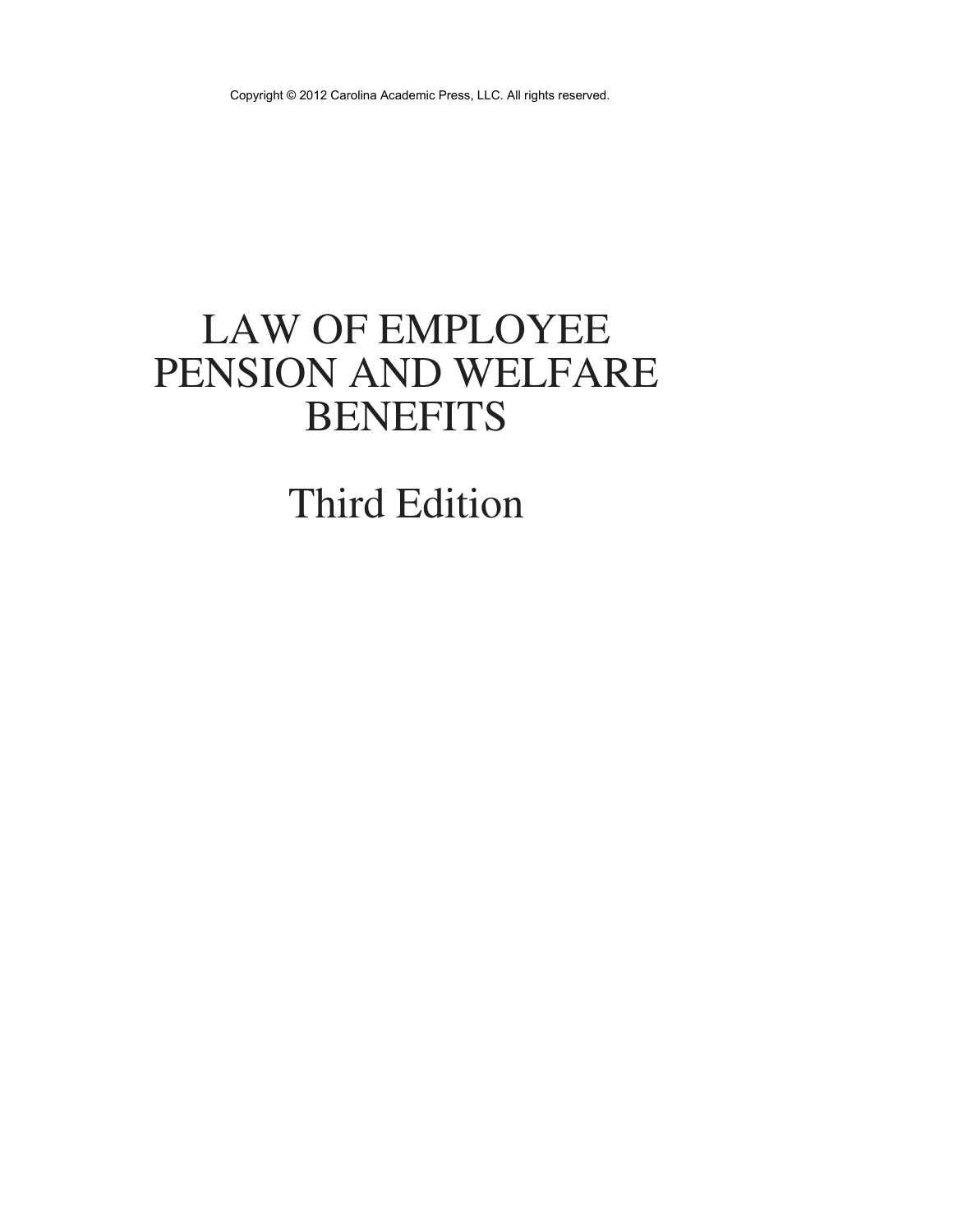Copyright © 2012 Carolina Academic Press, LLC. All rights reserved.

# LAW OF EMPLOYEE PENSION AND WELFARE BENEFITS

## Third Edition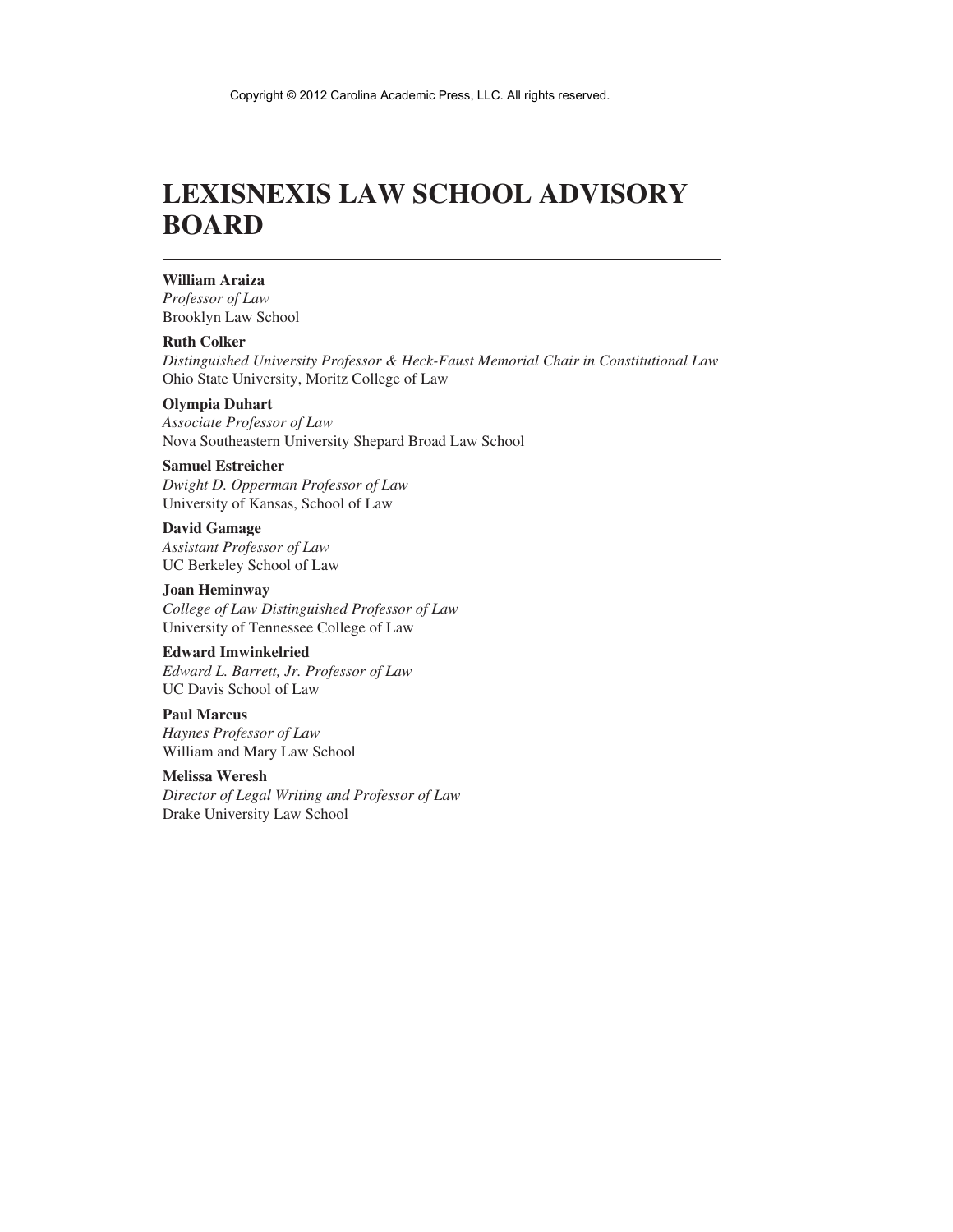# LEXISNEXIS LAW SCHOOL ADVISORY BOARD

**William Araiza**
*Professor of Law*
Brooklyn Law School

**Ruth Colker**
*Distinguished University Professor & Heck-Faust Memorial Chair in Constitutional Law*
Ohio State University, Moritz College of Law

**Olympia Duhart**
*Associate Professor of Law*
Nova Southeastern University Shepard Broad Law School

**Samuel Estreicher**
*Dwight D. Opperman Professor of Law*
University of Kansas, School of Law

**David Gamage**
*Assistant Professor of Law*
UC Berkeley School of Law

**Joan Heminway**
*College of Law Distinguished Professor of Law*
University of Tennessee College of Law

**Edward Imwinkelried**
*Edward L. Barrett, Jr. Professor of Law*
UC Davis School of Law

**Paul Marcus**
*Haynes Professor of Law*
William and Mary Law School

**Melissa Weresh**
*Director of Legal Writing and Professor of Law*
Drake University Law School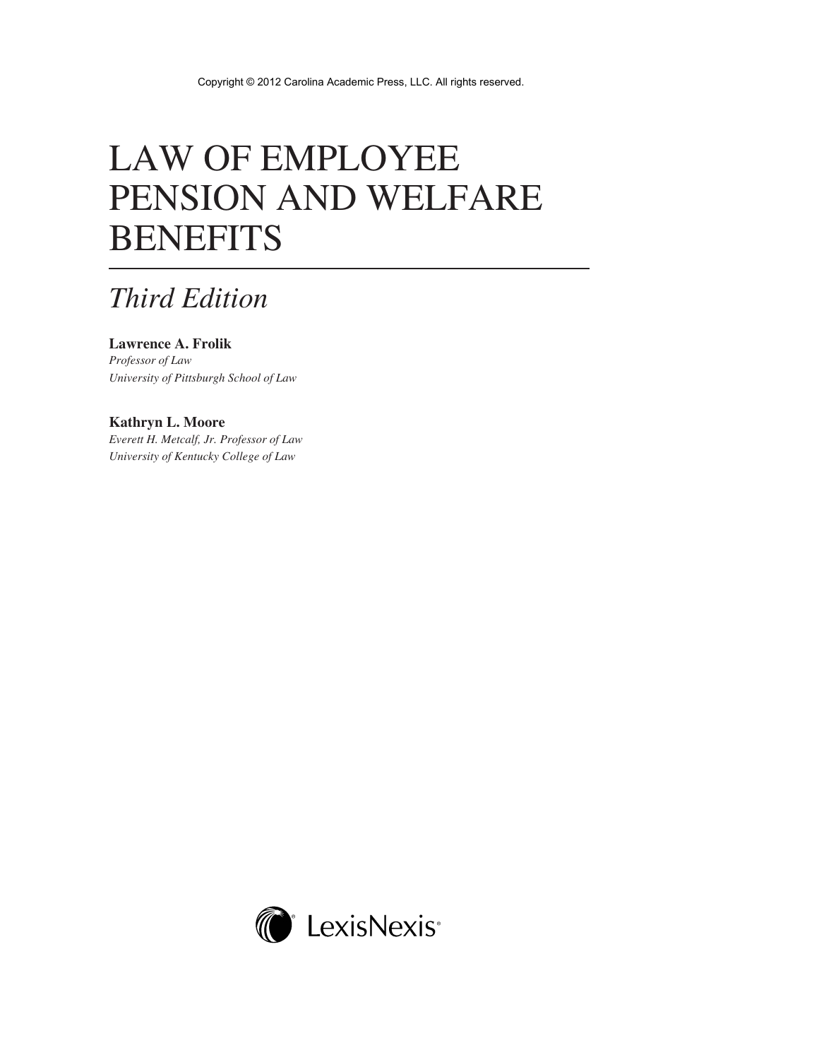Copyright © 2012 Carolina Academic Press, LLC. All rights reserved.

# LAW OF EMPLOYEE PENSION AND WELFARE BENEFITS

## *Third Edition*

**Lawrence A. Frolik**
*Professor of Law*
*University of Pittsburgh School of Law*

**Kathryn L. Moore**
*Everett H. Metcalf, Jr. Professor of Law*
*University of Kentucky College of Law*

LexisNexis®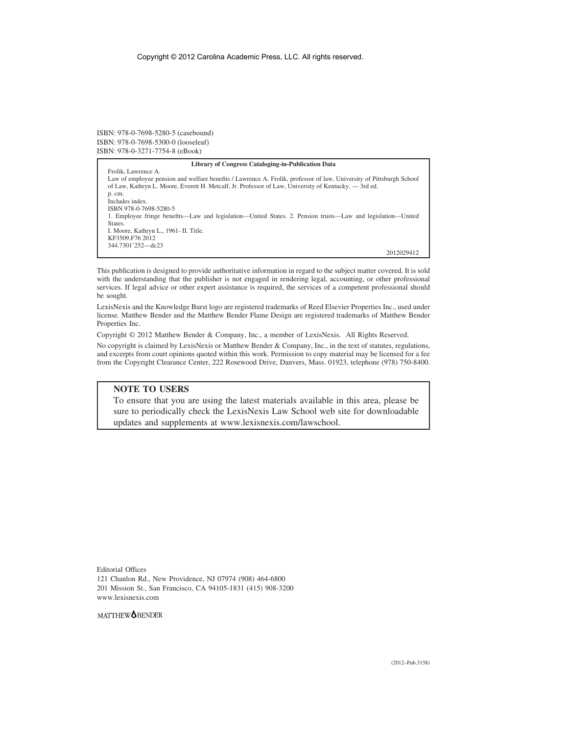Copyright © 2012 Carolina Academic Press, LLC. All rights reserved.

ISBN: 978-0-7698-5280-5 (casebound)
ISBN: 978-0-7698-5300-0 (looseleaf)
ISBN: 978-0-3271-7754-8 (eBook)

**Library of Congress Cataloging-in-Publication Data**

Frolik, Lawrence A.
Law of employee pension and welfare benefits / Lawrence A. Frolik, professor of law, University of Pittsburgh School of Law, Kathryn L. Moore, Everett H. Metcalf, Jr. Professor of Law, University of Kentucky. — 3rd ed.
p. cm.
Includes index.
ISBN 978-0-7698-5280-5
1. Employee fringe benefits—Law and legislation—United States. 2. Pension trusts—Law and legislation—United States.
I. Moore, Kathryn L., 1961- II. Title.
KF3509.F76 2012
344.7301'252—dc23

2012029412

This publication is designed to provide authoritative information in regard to the subject matter covered. It is sold with the understanding that the publisher is not engaged in rendering legal, accounting, or other professional services. If legal advice or other expert assistance is required, the services of a competent professional should be sought.

LexisNexis and the Knowledge Burst logo are registered trademarks of Reed Elsevier Properties Inc., used under license. Matthew Bender and the Matthew Bender Flame Design are registered trademarks of Matthew Bender Properties Inc.

Copyright © 2012 Matthew Bender & Company, Inc., a member of LexisNexis. All Rights Reserved.

No copyright is claimed by LexisNexis or Matthew Bender & Company, Inc., in the text of statutes, regulations, and excerpts from court opinions quoted within this work. Permission to copy material may be licensed for a fee from the Copyright Clearance Center, 222 Rosewood Drive, Danvers, Mass. 01923, telephone (978) 750-8400.

**NOTE TO USERS**

To ensure that you are using the latest materials available in this area, please be sure to periodically check the LexisNexis Law School web site for downloadable updates and supplements at www.lexisnexis.com/lawschool.

Editorial Offices
121 Chanlon Rd., New Providence, NJ 07974 (908) 464-6800
201 Mission St., San Francisco, CA 94105-1831 (415) 908-3200
www.lexisnexis.com

MATTHEW BENDER

(2012–Pub.3158)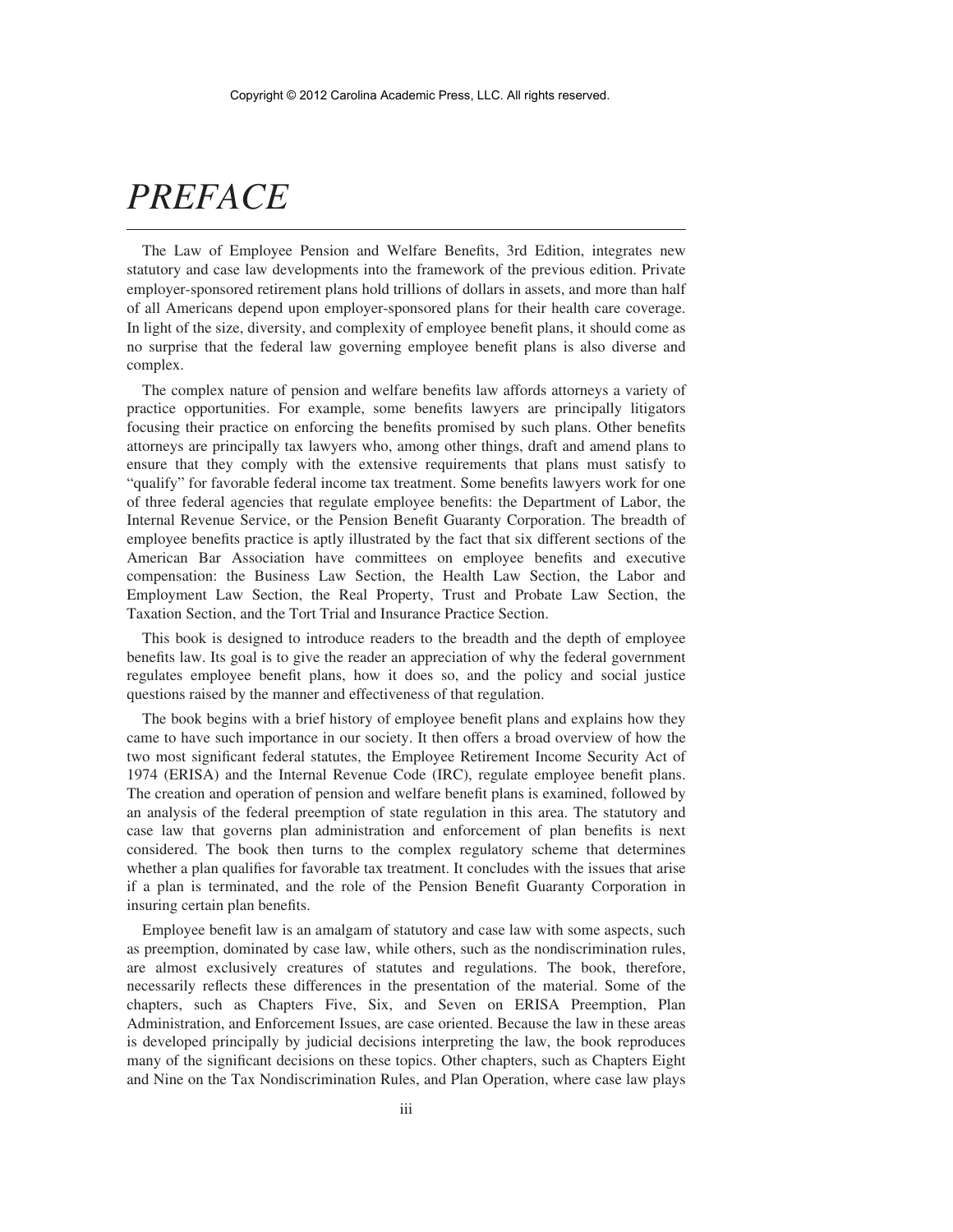# *PREFACE*

The Law of Employee Pension and Welfare Benefits, 3rd Edition, integrates new statutory and case law developments into the framework of the previous edition. Private employer-sponsored retirement plans hold trillions of dollars in assets, and more than half of all Americans depend upon employer-sponsored plans for their health care coverage. In light of the size, diversity, and complexity of employee benefit plans, it should come as no surprise that the federal law governing employee benefit plans is also diverse and complex.

The complex nature of pension and welfare benefits law affords attorneys a variety of practice opportunities. For example, some benefits lawyers are principally litigators focusing their practice on enforcing the benefits promised by such plans. Other benefits attorneys are principally tax lawyers who, among other things, draft and amend plans to ensure that they comply with the extensive requirements that plans must satisfy to "qualify" for favorable federal income tax treatment. Some benefits lawyers work for one of three federal agencies that regulate employee benefits: the Department of Labor, the Internal Revenue Service, or the Pension Benefit Guaranty Corporation. The breadth of employee benefits practice is aptly illustrated by the fact that six different sections of the American Bar Association have committees on employee benefits and executive compensation: the Business Law Section, the Health Law Section, the Labor and Employment Law Section, the Real Property, Trust and Probate Law Section, the Taxation Section, and the Tort Trial and Insurance Practice Section.

This book is designed to introduce readers to the breadth and the depth of employee benefits law. Its goal is to give the reader an appreciation of why the federal government regulates employee benefit plans, how it does so, and the policy and social justice questions raised by the manner and effectiveness of that regulation.

The book begins with a brief history of employee benefit plans and explains how they came to have such importance in our society. It then offers a broad overview of how the two most significant federal statutes, the Employee Retirement Income Security Act of 1974 (ERISA) and the Internal Revenue Code (IRC), regulate employee benefit plans. The creation and operation of pension and welfare benefit plans is examined, followed by an analysis of the federal preemption of state regulation in this area. The statutory and case law that governs plan administration and enforcement of plan benefits is next considered. The book then turns to the complex regulatory scheme that determines whether a plan qualifies for favorable tax treatment. It concludes with the issues that arise if a plan is terminated, and the role of the Pension Benefit Guaranty Corporation in insuring certain plan benefits.

Employee benefit law is an amalgam of statutory and case law with some aspects, such as preemption, dominated by case law, while others, such as the nondiscrimination rules, are almost exclusively creatures of statutes and regulations. The book, therefore, necessarily reflects these differences in the presentation of the material. Some of the chapters, such as Chapters Five, Six, and Seven on ERISA Preemption, Plan Administration, and Enforcement Issues, are case oriented. Because the law in these areas is developed principally by judicial decisions interpreting the law, the book reproduces many of the significant decisions on these topics. Other chapters, such as Chapters Eight and Nine on the Tax Nondiscrimination Rules, and Plan Operation, where case law plays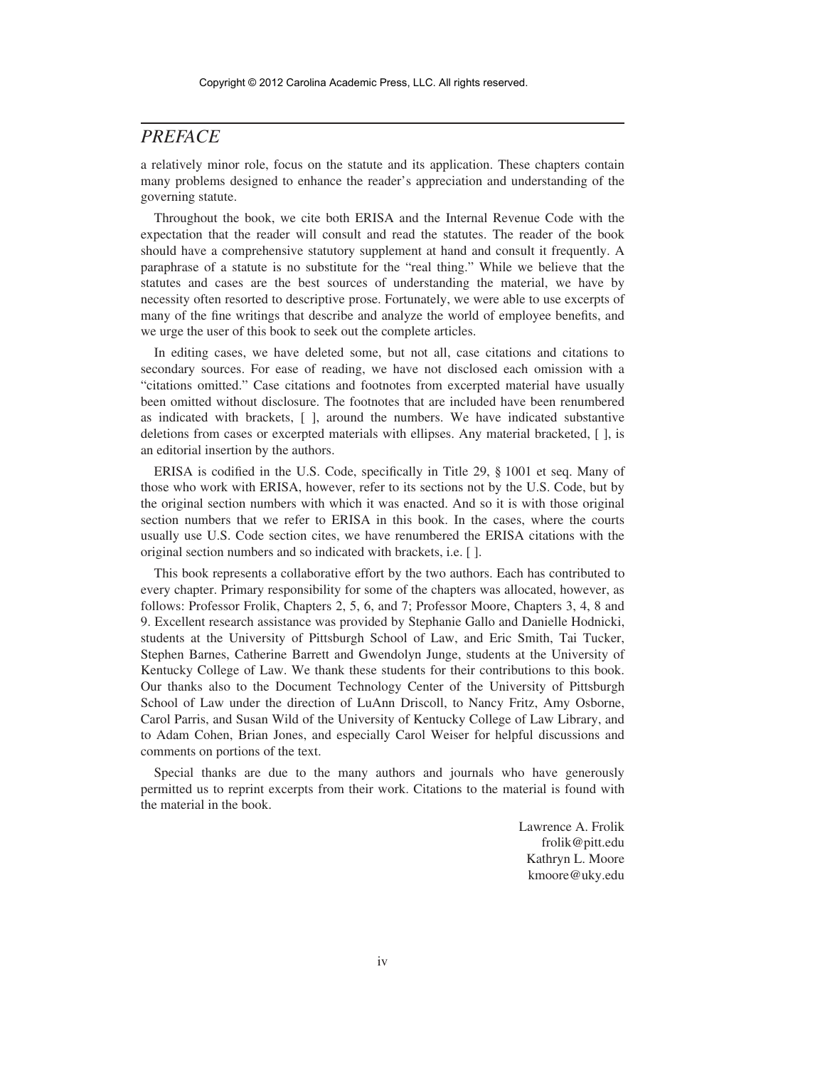# PREFACE

a relatively minor role, focus on the statute and its application. These chapters contain many problems designed to enhance the reader's appreciation and understanding of the governing statute.

Throughout the book, we cite both ERISA and the Internal Revenue Code with the expectation that the reader will consult and read the statutes. The reader of the book should have a comprehensive statutory supplement at hand and consult it frequently. A paraphrase of a statute is no substitute for the "real thing." While we believe that the statutes and cases are the best sources of understanding the material, we have by necessity often resorted to descriptive prose. Fortunately, we were able to use excerpts of many of the fine writings that describe and analyze the world of employee benefits, and we urge the user of this book to seek out the complete articles.

In editing cases, we have deleted some, but not all, case citations and citations to secondary sources. For ease of reading, we have not disclosed each omission with a "citations omitted." Case citations and footnotes from excerpted material have usually been omitted without disclosure. The footnotes that are included have been renumbered as indicated with brackets, [ ], around the numbers. We have indicated substantive deletions from cases or excerpted materials with ellipses. Any material bracketed, [ ], is an editorial insertion by the authors.

ERISA is codified in the U.S. Code, specifically in Title 29, § 1001 et seq. Many of those who work with ERISA, however, refer to its sections not by the U.S. Code, but by the original section numbers with which it was enacted. And so it is with those original section numbers that we refer to ERISA in this book. In the cases, where the courts usually use U.S. Code section cites, we have renumbered the ERISA citations with the original section numbers and so indicated with brackets, i.e. [ ].

This book represents a collaborative effort by the two authors. Each has contributed to every chapter. Primary responsibility for some of the chapters was allocated, however, as follows: Professor Frolik, Chapters 2, 5, 6, and 7; Professor Moore, Chapters 3, 4, 8 and 9. Excellent research assistance was provided by Stephanie Gallo and Danielle Hodnicki, students at the University of Pittsburgh School of Law, and Eric Smith, Tai Tucker, Stephen Barnes, Catherine Barrett and Gwendolyn Junge, students at the University of Kentucky College of Law. We thank these students for their contributions to this book. Our thanks also to the Document Technology Center of the University of Pittsburgh School of Law under the direction of LuAnn Driscoll, to Nancy Fritz, Amy Osborne, Carol Parris, and Susan Wild of the University of Kentucky College of Law Library, and to Adam Cohen, Brian Jones, and especially Carol Weiser for helpful discussions and comments on portions of the text.

Special thanks are due to the many authors and journals who have generously permitted us to reprint excerpts from their work. Citations to the material is found with the material in the book.

Lawrence A. Frolik
frolik@pitt.edu
Kathryn L. Moore
kmoore@uky.edu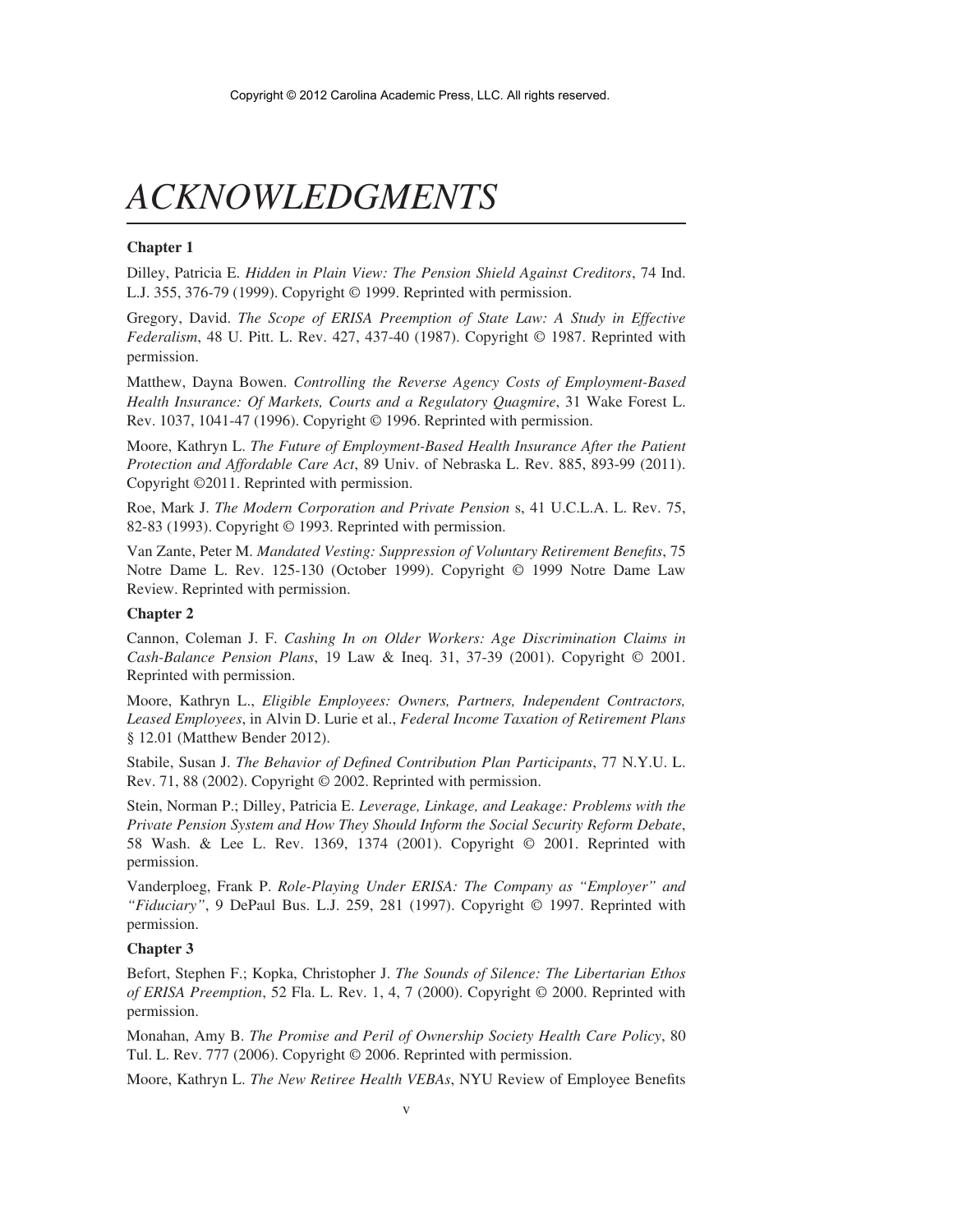# ACKNOWLEDGMENTS

**Chapter 1**

Dilley, Patricia E. *Hidden in Plain View: The Pension Shield Against Creditors*, 74 Ind. L.J. 355, 376-79 (1999). Copyright © 1999. Reprinted with permission.

Gregory, David. *The Scope of ERISA Preemption of State Law: A Study in Effective Federalism*, 48 U. Pitt. L. Rev. 427, 437-40 (1987). Copyright © 1987. Reprinted with permission.

Matthew, Dayna Bowen. *Controlling the Reverse Agency Costs of Employment-Based Health Insurance: Of Markets, Courts and a Regulatory Quagmire*, 31 Wake Forest L. Rev. 1037, 1041-47 (1996). Copyright © 1996. Reprinted with permission.

Moore, Kathryn L. *The Future of Employment-Based Health Insurance After the Patient Protection and Affordable Care Act*, 89 Univ. of Nebraska L. Rev. 885, 893-99 (2011). Copyright ©2011. Reprinted with permission.

Roe, Mark J. *The Modern Corporation and Private Pension* s, 41 U.C.L.A. L. Rev. 75, 82-83 (1993). Copyright © 1993. Reprinted with permission.

Van Zante, Peter M. *Mandated Vesting: Suppression of Voluntary Retirement Benefits*, 75 Notre Dame L. Rev. 125-130 (October 1999). Copyright © 1999 Notre Dame Law Review. Reprinted with permission.

**Chapter 2**

Cannon, Coleman J. F. *Cashing In on Older Workers: Age Discrimination Claims in Cash-Balance Pension Plans*, 19 Law & Ineq. 31, 37-39 (2001). Copyright © 2001. Reprinted with permission.

Moore, Kathryn L., *Eligible Employees: Owners, Partners, Independent Contractors, Leased Employees*, in Alvin D. Lurie et al., *Federal Income Taxation of Retirement Plans* § 12.01 (Matthew Bender 2012).

Stabile, Susan J. *The Behavior of Defined Contribution Plan Participants*, 77 N.Y.U. L. Rev. 71, 88 (2002). Copyright © 2002. Reprinted with permission.

Stein, Norman P.; Dilley, Patricia E. *Leverage, Linkage, and Leakage: Problems with the Private Pension System and How They Should Inform the Social Security Reform Debate*, 58 Wash. & Lee L. Rev. 1369, 1374 (2001). Copyright © 2001. Reprinted with permission.

Vanderploeg, Frank P. *Role-Playing Under ERISA: The Company as "Employer" and "Fiduciary"*, 9 DePaul Bus. L.J. 259, 281 (1997). Copyright © 1997. Reprinted with permission.

**Chapter 3**

Befort, Stephen F.; Kopka, Christopher J. *The Sounds of Silence: The Libertarian Ethos of ERISA Preemption*, 52 Fla. L. Rev. 1, 4, 7 (2000). Copyright © 2000. Reprinted with permission.

Monahan, Amy B. *The Promise and Peril of Ownership Society Health Care Policy*, 80 Tul. L. Rev. 777 (2006). Copyright © 2006. Reprinted with permission.

Moore, Kathryn L. *The New Retiree Health VEBAs*, NYU Review of Employee Benefits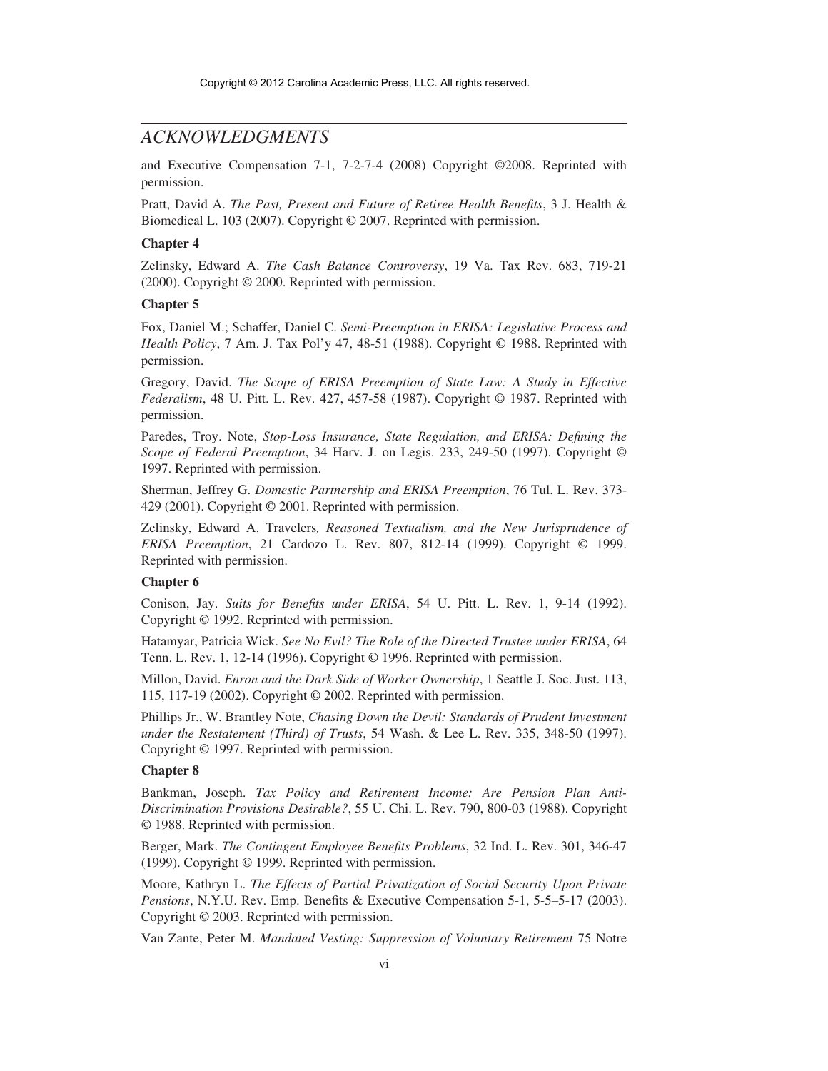*ACKNOWLEDGMENTS*

and Executive Compensation 7-1, 7-2-7-4 (2008) Copyright ©2008. Reprinted with permission.

Pratt, David A. *The Past, Present and Future of Retiree Health Benefits*, 3 J. Health & Biomedical L. 103 (2007). Copyright © 2007. Reprinted with permission.

**Chapter 4**

Zelinsky, Edward A. *The Cash Balance Controversy*, 19 Va. Tax Rev. 683, 719-21 (2000). Copyright © 2000. Reprinted with permission.

**Chapter 5**

Fox, Daniel M.; Schaffer, Daniel C. *Semi-Preemption in ERISA: Legislative Process and Health Policy*, 7 Am. J. Tax Pol'y 47, 48-51 (1988). Copyright © 1988. Reprinted with permission.

Gregory, David. *The Scope of ERISA Preemption of State Law: A Study in Effective Federalism*, 48 U. Pitt. L. Rev. 427, 457-58 (1987). Copyright © 1987. Reprinted with permission.

Paredes, Troy. Note, *Stop-Loss Insurance, State Regulation, and ERISA: Defining the Scope of Federal Preemption*, 34 Harv. J. on Legis. 233, 249-50 (1997). Copyright © 1997. Reprinted with permission.

Sherman, Jeffrey G. *Domestic Partnership and ERISA Preemption*, 76 Tul. L. Rev. 373-429 (2001). Copyright © 2001. Reprinted with permission.

Zelinsky, Edward A. Travelers*, Reasoned Textualism, and the New Jurisprudence of ERISA Preemption*, 21 Cardozo L. Rev. 807, 812-14 (1999). Copyright © 1999. Reprinted with permission.

**Chapter 6**

Conison, Jay. *Suits for Benefits under ERISA*, 54 U. Pitt. L. Rev. 1, 9-14 (1992). Copyright © 1992. Reprinted with permission.

Hatamyar, Patricia Wick. *See No Evil? The Role of the Directed Trustee under ERISA*, 64 Tenn. L. Rev. 1, 12-14 (1996). Copyright © 1996. Reprinted with permission.

Millon, David. *Enron and the Dark Side of Worker Ownership*, 1 Seattle J. Soc. Just. 113, 115, 117-19 (2002). Copyright © 2002. Reprinted with permission.

Phillips Jr., W. Brantley Note, *Chasing Down the Devil: Standards of Prudent Investment under the Restatement (Third) of Trusts*, 54 Wash. & Lee L. Rev. 335, 348-50 (1997). Copyright © 1997. Reprinted with permission.

**Chapter 8**

Bankman, Joseph. *Tax Policy and Retirement Income: Are Pension Plan Anti-Discrimination Provisions Desirable?*, 55 U. Chi. L. Rev. 790, 800-03 (1988). Copyright © 1988. Reprinted with permission.

Berger, Mark. *The Contingent Employee Benefits Problems*, 32 Ind. L. Rev. 301, 346-47 (1999). Copyright © 1999. Reprinted with permission.

Moore, Kathryn L. *The Effects of Partial Privatization of Social Security Upon Private Pensions*, N.Y.U. Rev. Emp. Benefits & Executive Compensation 5-1, 5-5–5-17 (2003). Copyright © 2003. Reprinted with permission.

Van Zante, Peter M. *Mandated Vesting: Suppression of Voluntary Retirement* 75 Notre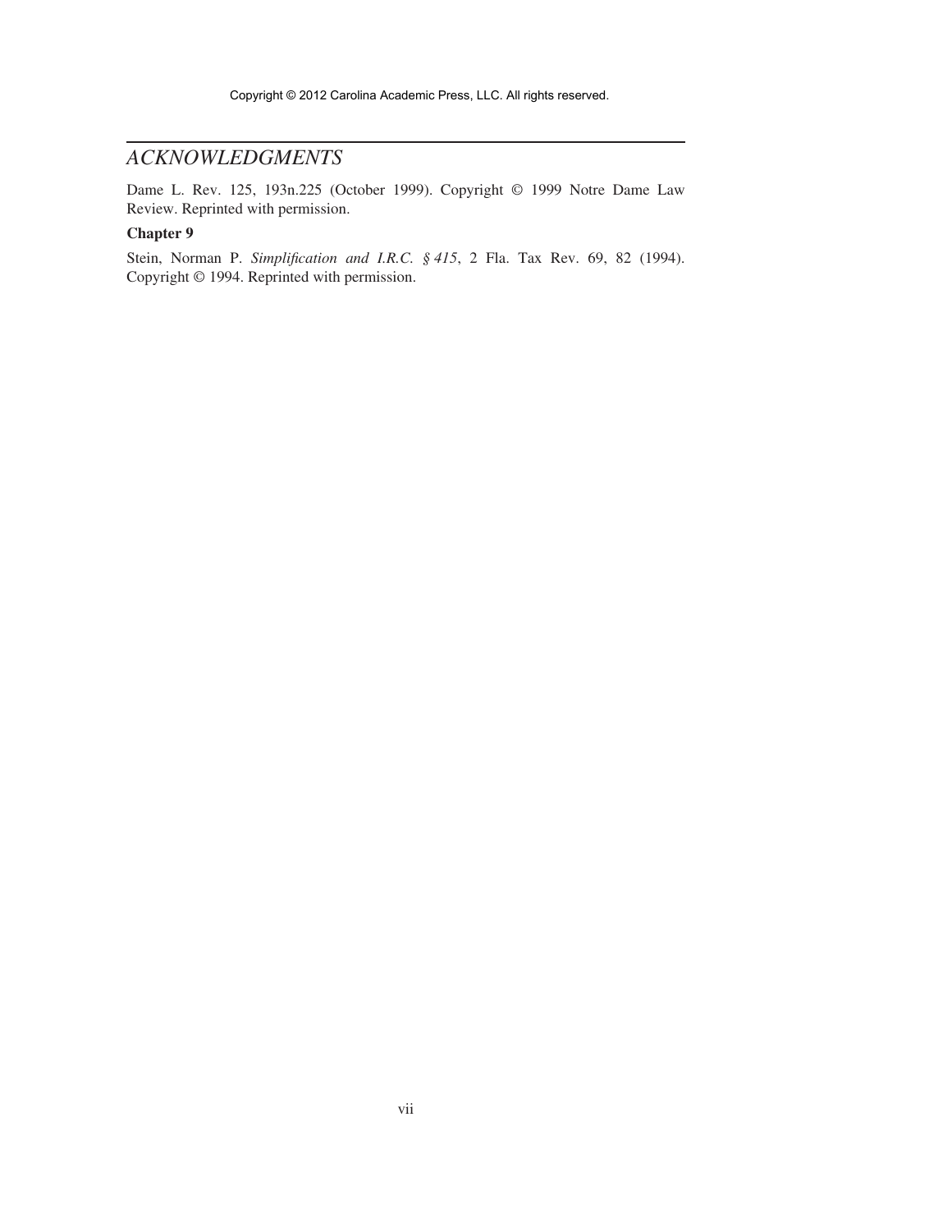## *ACKNOWLEDGMENTS*

Dame L. Rev. 125, 193n.225 (October 1999). Copyright © 1999 Notre Dame Law Review. Reprinted with permission.

**Chapter 9**

Stein, Norman P. *Simplification and I.R.C. § 415*, 2 Fla. Tax Rev. 69, 82 (1994). Copyright © 1994. Reprinted with permission.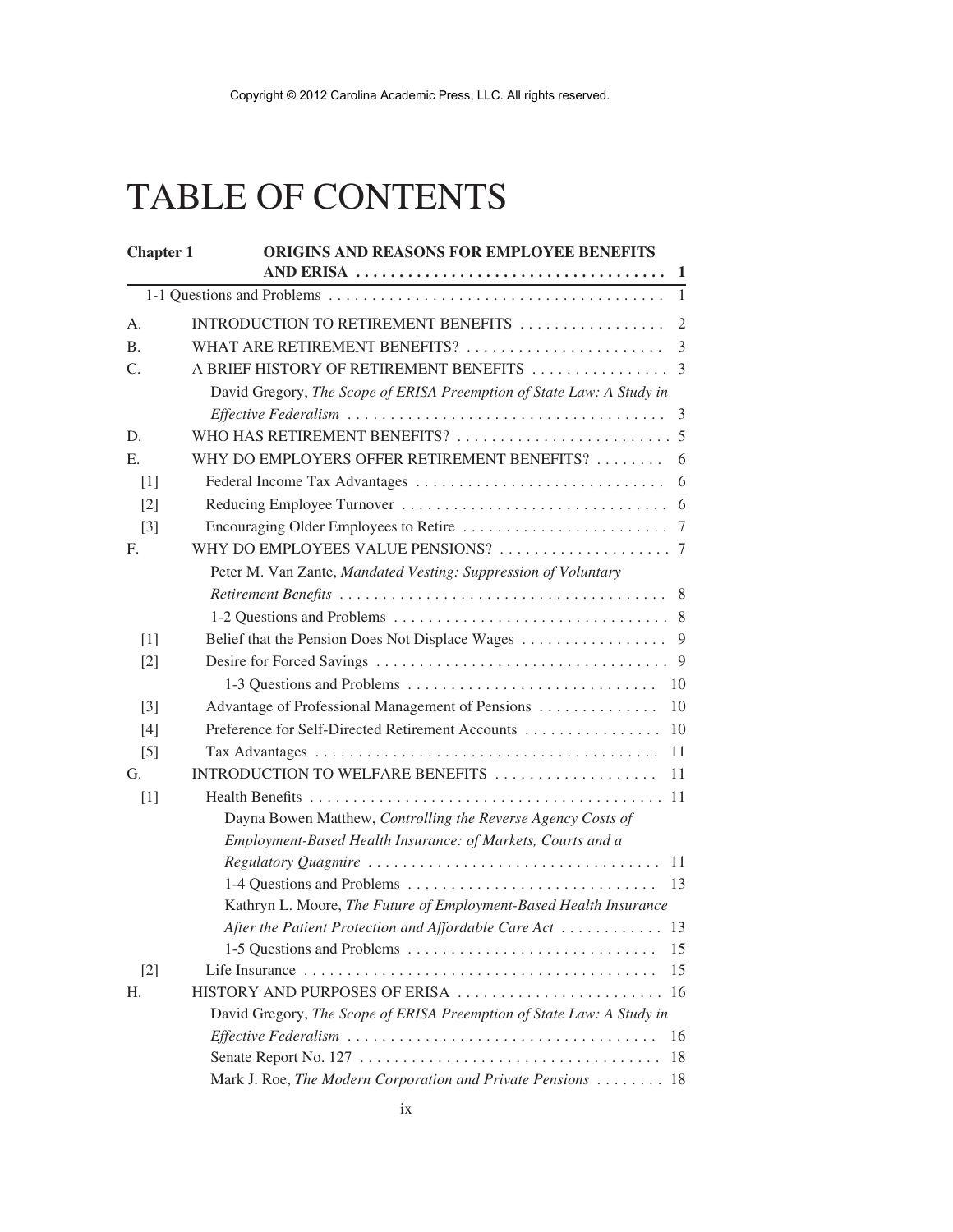Copyright © 2012 Carolina Academic Press, LLC. All rights reserved.

# TABLE OF CONTENTS

**Chapter 1 ORIGINS AND REASONS FOR EMPLOYEE BENEFITS AND ERISA . . . . . . 1**

1-1 Questions and Problems . . . . . . 1

A. INTRODUCTION TO RETIREMENT BENEFITS . . . . . . 2

B. WHAT ARE RETIREMENT BENEFITS? . . . . . . 3

C. A BRIEF HISTORY OF RETIREMENT BENEFITS . . . . . . 3

David Gregory, *The Scope of ERISA Preemption of State Law: A Study in Effective Federalism* . . . . . . 3

D. WHO HAS RETIREMENT BENEFITS? . . . . . . 5

E. WHY DO EMPLOYERS OFFER RETIREMENT BENEFITS? . . . . . . 6

[1] Federal Income Tax Advantages . . . . . . 6

[2] Reducing Employee Turnover . . . . . . 6

[3] Encouraging Older Employees to Retire . . . . . . 7

F. WHY DO EMPLOYEES VALUE PENSIONS? . . . . . . 7

Peter M. Van Zante, *Mandated Vesting: Suppression of Voluntary Retirement Benefits* . . . . . . 8

1-2 Questions and Problems . . . . . . 8

[1] Belief that the Pension Does Not Displace Wages . . . . . . 9

[2] Desire for Forced Savings . . . . . . 9

1-3 Questions and Problems . . . . . . 10

[3] Advantage of Professional Management of Pensions . . . . . . 10

[4] Preference for Self-Directed Retirement Accounts . . . . . . 10

[5] Tax Advantages . . . . . . 11

G. INTRODUCTION TO WELFARE BENEFITS . . . . . . 11

[1] Health Benefits . . . . . . 11

Dayna Bowen Matthew, *Controlling the Reverse Agency Costs of Employment-Based Health Insurance: of Markets, Courts and a Regulatory Quagmire* . . . . . . 11

1-4 Questions and Problems . . . . . . 13

Kathryn L. Moore, *The Future of Employment-Based Health Insurance After the Patient Protection and Affordable Care Act* . . . . . . 13

1-5 Questions and Problems . . . . . . 15

[2] Life Insurance . . . . . . 15

H. HISTORY AND PURPOSES OF ERISA . . . . . . 16

David Gregory, *The Scope of ERISA Preemption of State Law: A Study in Effective Federalism* . . . . . . 16

Senate Report No. 127 . . . . . . 18

Mark J. Roe, *The Modern Corporation and Private Pensions* . . . . . . 18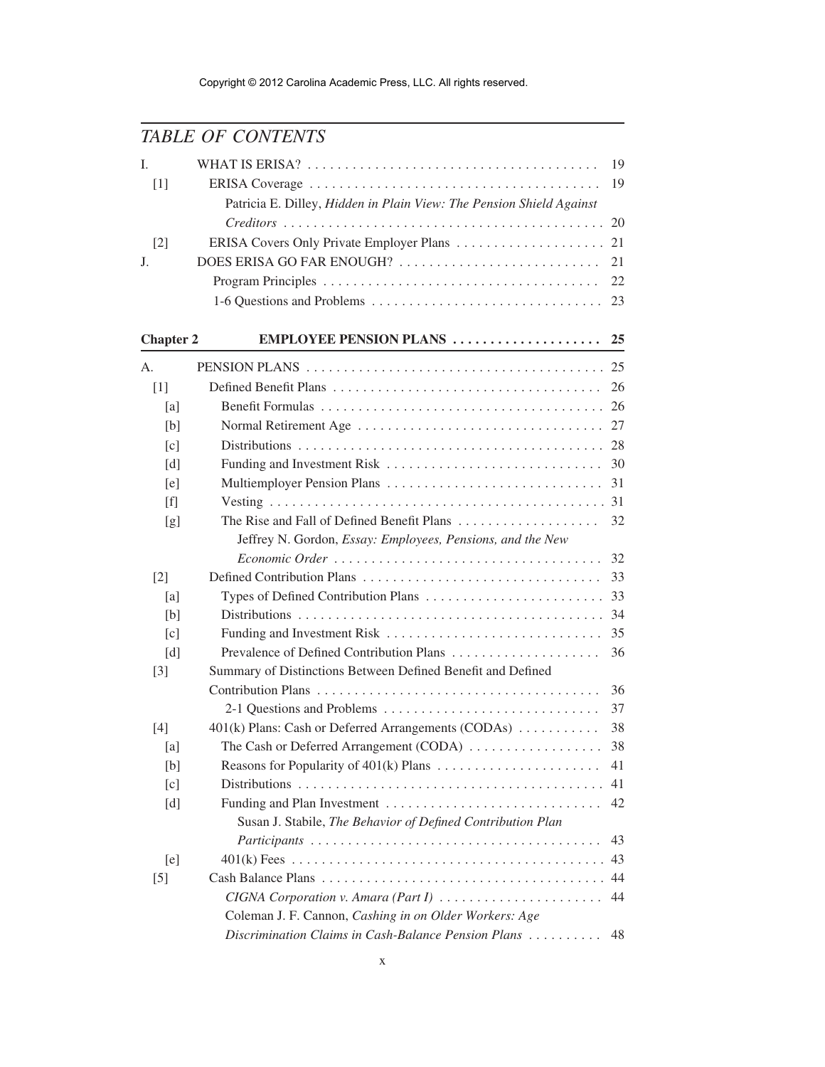## TABLE OF CONTENTS

| | | |
|---|---|---|
| I. | WHAT IS ERISA? | 19 |
| [1] | ERISA Coverage | 19 |
| | Patricia E. Dilley, *Hidden in Plain View: The Pension Shield Against Creditors* | 20 |
| [2] | ERISA Covers Only Private Employer Plans | 21 |
| J. | DOES ERISA GO FAR ENOUGH? | 21 |
| | Program Principles | 22 |
| | 1-6 Questions and Problems | 23 |
| **Chapter 2** | **EMPLOYEE PENSION PLANS** | **25** |
| A. | PENSION PLANS | 25 |
| [1] | Defined Benefit Plans | 26 |
| [a] | Benefit Formulas | 26 |
| [b] | Normal Retirement Age | 27 |
| [c] | Distributions | 28 |
| [d] | Funding and Investment Risk | 30 |
| [e] | Multiemployer Pension Plans | 31 |
| [f] | Vesting | 31 |
| [g] | The Rise and Fall of Defined Benefit Plans | 32 |
| | Jeffrey N. Gordon, *Essay: Employees, Pensions, and the New Economic Order* | 32 |
| [2] | Defined Contribution Plans | 33 |
| [a] | Types of Defined Contribution Plans | 33 |
| [b] | Distributions | 34 |
| [c] | Funding and Investment Risk | 35 |
| [d] | Prevalence of Defined Contribution Plans | 36 |
| [3] | Summary of Distinctions Between Defined Benefit and Defined Contribution Plans | 36 |
| | 2-1 Questions and Problems | 37 |
| [4] | 401(k) Plans: Cash or Deferred Arrangements (CODAs) | 38 |
| [a] | The Cash or Deferred Arrangement (CODA) | 38 |
| [b] | Reasons for Popularity of 401(k) Plans | 41 |
| [c] | Distributions | 41 |
| [d] | Funding and Plan Investment | 42 |
| | Susan J. Stabile, *The Behavior of Defined Contribution Plan Participants* | 43 |
| [e] | 401(k) Fees | 43 |
| [5] | Cash Balance Plans | 44 |
| | *CIGNA Corporation v. Amara (Part I)* | 44 |
| | Coleman J. F. Cannon, *Cashing in on Older Workers: Age Discrimination Claims in Cash-Balance Pension Plans* | 48 |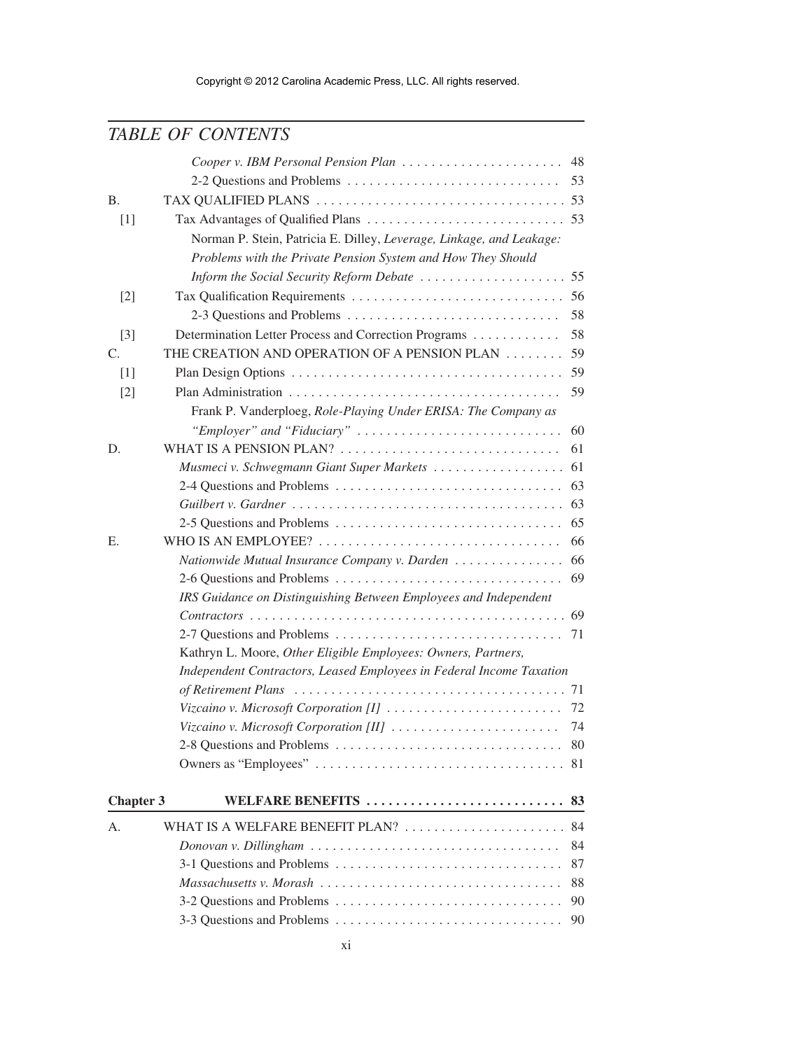## TABLE OF CONTENTS

| | | |
|---|---|---|
| | *Cooper v. IBM Personal Pension Plan* | 48 |
| | 2-2 Questions and Problems | 53 |
| B. | TAX QUALIFIED PLANS | 53 |
| [1] | Tax Advantages of Qualified Plans | 53 |
| | Norman P. Stein, Patricia E. Dilley, *Leverage, Linkage, and Leakage: Problems with the Private Pension System and How They Should Inform the Social Security Reform Debate* | 55 |
| [2] | Tax Qualification Requirements | 56 |
| | 2-3 Questions and Problems | 58 |
| [3] | Determination Letter Process and Correction Programs | 58 |
| C. | THE CREATION AND OPERATION OF A PENSION PLAN | 59 |
| [1] | Plan Design Options | 59 |
| [2] | Plan Administration | 59 |
| | Frank P. Vanderploeg, *Role-Playing Under ERISA: The Company as "Employer" and "Fiduciary"* | 60 |
| D. | WHAT IS A PENSION PLAN? | 61 |
| | *Musmeci v. Schwegmann Giant Super Markets* | 61 |
| | 2-4 Questions and Problems | 63 |
| | *Guilbert v. Gardner* | 63 |
| | 2-5 Questions and Problems | 65 |
| E. | WHO IS AN EMPLOYEE? | 66 |
| | *Nationwide Mutual Insurance Company v. Darden* | 66 |
| | 2-6 Questions and Problems | 69 |
| | *IRS Guidance on Distinguishing Between Employees and Independent Contractors* | 69 |
| | 2-7 Questions and Problems | 71 |
| | Kathryn L. Moore, *Other Eligible Employees: Owners, Partners, Independent Contractors, Leased Employees in Federal Income Taxation of Retirement Plans* | 71 |
| | *Vizcaino v. Microsoft Corporation [I]* | 72 |
| | *Vizcaino v. Microsoft Corporation [II]* | 74 |
| | 2-8 Questions and Problems | 80 |
| | Owners as "Employees" | 81 |

### Chapter 3 WELFARE BENEFITS — 83

| | | |
|---|---|---|
| A. | WHAT IS A WELFARE BENEFIT PLAN? | 84 |
| | *Donovan v. Dillingham* | 84 |
| | 3-1 Questions and Problems | 87 |
| | *Massachusetts v. Morash* | 88 |
| | 3-2 Questions and Problems | 90 |
| | 3-3 Questions and Problems | 90 |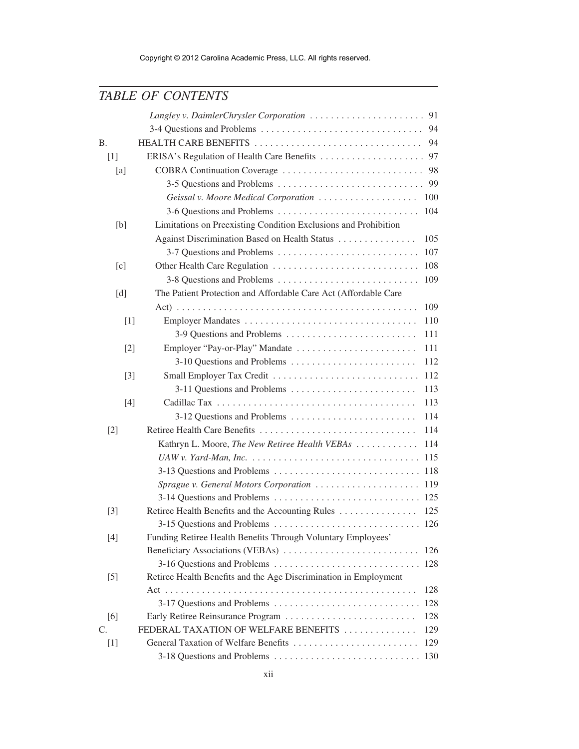Copyright © 2012 Carolina Academic Press, LLC. All rights reserved.

## TABLE OF CONTENTS

*Langley v. DaimlerChrysler Corporation* . . . . . . . . . . . . . . . . . . . . . . 91
3-4 Questions and Problems . . . . . . . . . . . . . . . . . . . . . . . . . . . . . . . 94

B. HEALTH CARE BENEFITS . . . . . . . . . . . . . . . . . . . . . . . . . . . . . . . . 94

[1] ERISA's Regulation of Health Care Benefits . . . . . . . . . . . . . . . . . . . . 97

[a] COBRA Continuation Coverage . . . . . . . . . . . . . . . . . . . . . . . . . . . 98
3-5 Questions and Problems . . . . . . . . . . . . . . . . . . . . . . . . . . . . 99
*Geissal v. Moore Medical Corporation* . . . . . . . . . . . . . . . . . . . 100
3-6 Questions and Problems . . . . . . . . . . . . . . . . . . . . . . . . . . . 104

[b] Limitations on Preexisting Condition Exclusions and Prohibition Against Discrimination Based on Health Status . . . . . . . . . . . . . . . 105
3-7 Questions and Problems . . . . . . . . . . . . . . . . . . . . . . . . . . . 107

[c] Other Health Care Regulation . . . . . . . . . . . . . . . . . . . . . . . . . . . 108
3-8 Questions and Problems . . . . . . . . . . . . . . . . . . . . . . . . . . . 109

[d] The Patient Protection and Affordable Care Act (Affordable Care Act) . . . . . . . . . . . . . . . . . . . . . . . . . . . . . . . . . . . . . . . . . . . . . 109

[1] Employer Mandates . . . . . . . . . . . . . . . . . . . . . . . . . . . . . . . . . 110
3-9 Questions and Problems . . . . . . . . . . . . . . . . . . . . . . . . . 111

[2] Employer "Pay-or-Play" Mandate . . . . . . . . . . . . . . . . . . . . . . . 111
3-10 Questions and Problems . . . . . . . . . . . . . . . . . . . . . . . . 112

[3] Small Employer Tax Credit . . . . . . . . . . . . . . . . . . . . . . . . . . . . 112
3-11 Questions and Problems . . . . . . . . . . . . . . . . . . . . . . . . 113

[4] Cadillac Tax . . . . . . . . . . . . . . . . . . . . . . . . . . . . . . . . . . . . . . 113
3-12 Questions and Problems . . . . . . . . . . . . . . . . . . . . . . . . 114

[2] Retiree Health Care Benefits . . . . . . . . . . . . . . . . . . . . . . . . . . . . . . 114
Kathryn L. Moore, *The New Retiree Health VEBAs* . . . . . . . . . . . . 114
*UAW v. Yard-Man, Inc.* . . . . . . . . . . . . . . . . . . . . . . . . . . . . . . . . 115
3-13 Questions and Problems . . . . . . . . . . . . . . . . . . . . . . . . . . . . 118
*Sprague v. General Motors Corporation* . . . . . . . . . . . . . . . . . . . . 119
3-14 Questions and Problems . . . . . . . . . . . . . . . . . . . . . . . . . . . . 125

[3] Retiree Health Benefits and the Accounting Rules . . . . . . . . . . . . . . . 125
3-15 Questions and Problems . . . . . . . . . . . . . . . . . . . . . . . . . . . . 126

[4] Funding Retiree Health Benefits Through Voluntary Employees' Beneficiary Associations (VEBAs) . . . . . . . . . . . . . . . . . . . . . . . . . . 126
3-16 Questions and Problems . . . . . . . . . . . . . . . . . . . . . . . . . . . . 128

[5] Retiree Health Benefits and the Age Discrimination in Employment Act . . . . . . . . . . . . . . . . . . . . . . . . . . . . . . . . . . . . . . . . . . . . . . . . 128
3-17 Questions and Problems . . . . . . . . . . . . . . . . . . . . . . . . . . . . 128

[6] Early Retiree Reinsurance Program . . . . . . . . . . . . . . . . . . . . . . . . . 128

C. FEDERAL TAXATION OF WELFARE BENEFITS . . . . . . . . . . . . . . 129

[1] General Taxation of Welfare Benefits . . . . . . . . . . . . . . . . . . . . . . . . 129
3-18 Questions and Problems . . . . . . . . . . . . . . . . . . . . . . . . . . . . 130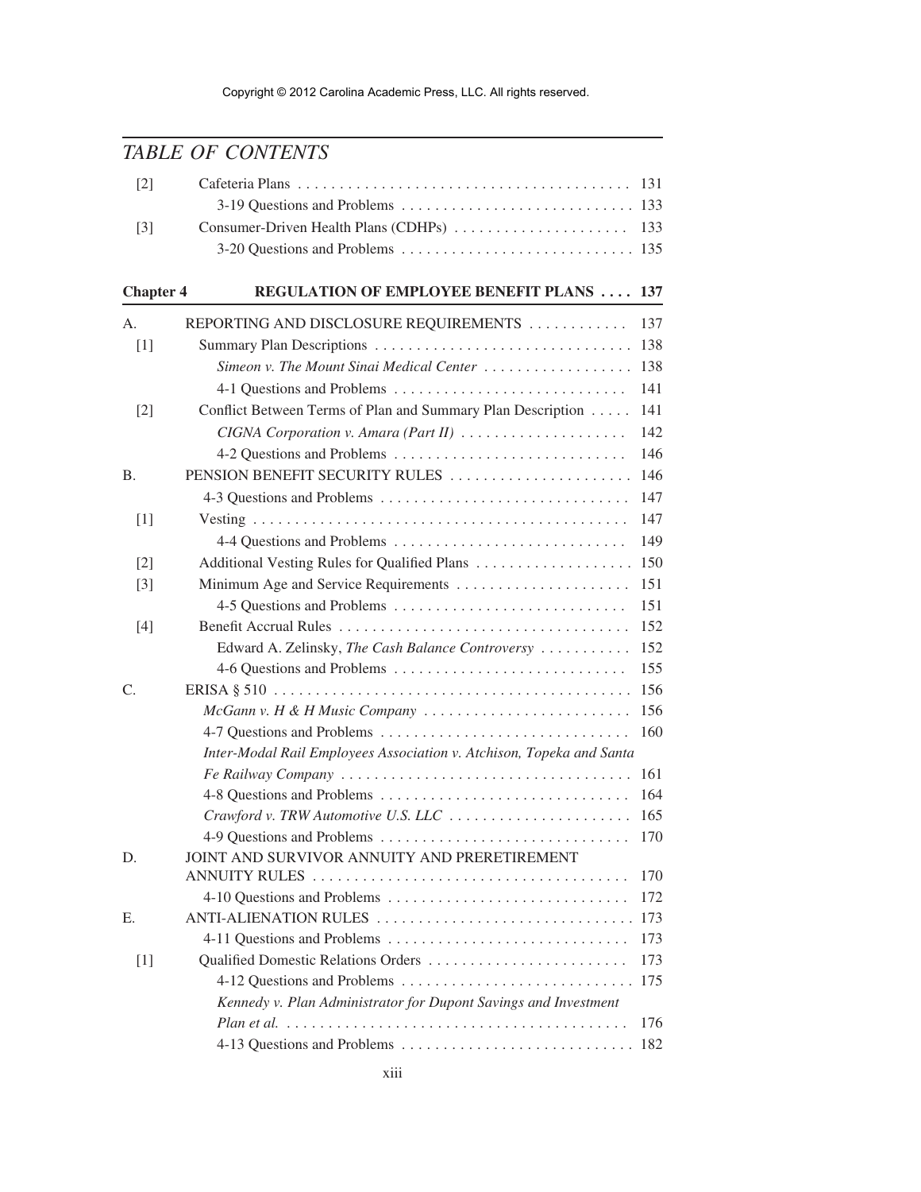## TABLE OF CONTENTS

[2] Cafeteria Plans . . . . . . . . . . . . . . . . . . . . . . . . . . . . . . . . . . . . . . . . 131

3-19 Questions and Problems . . . . . . . . . . . . . . . . . . . . . . . . . . . . 133

[3] Consumer-Driven Health Plans (CDHPs) . . . . . . . . . . . . . . . . . . . . . 133

3-20 Questions and Problems . . . . . . . . . . . . . . . . . . . . . . . . . . . . 135

**Chapter 4 REGULATION OF EMPLOYEE BENEFIT PLANS . . . . 137**

A. REPORTING AND DISCLOSURE REQUIREMENTS . . . . . . . . . . . . 137

[1] Summary Plan Descriptions . . . . . . . . . . . . . . . . . . . . . . . . . . . . . . . 138

*Simeon v. The Mount Sinai Medical Center* . . . . . . . . . . . . . . . . . . 138

4-1 Questions and Problems . . . . . . . . . . . . . . . . . . . . . . . . . . . . 141

[2] Conflict Between Terms of Plan and Summary Plan Description . . . . . 141

*CIGNA Corporation v. Amara (Part II)* . . . . . . . . . . . . . . . . . . . . 142

4-2 Questions and Problems . . . . . . . . . . . . . . . . . . . . . . . . . . . . 146

B. PENSION BENEFIT SECURITY RULES . . . . . . . . . . . . . . . . . . . . . . 146

4-3 Questions and Problems . . . . . . . . . . . . . . . . . . . . . . . . . . . . . . 147

[1] Vesting . . . . . . . . . . . . . . . . . . . . . . . . . . . . . . . . . . . . . . . . . . . . . 147

4-4 Questions and Problems . . . . . . . . . . . . . . . . . . . . . . . . . . . . 149

[2] Additional Vesting Rules for Qualified Plans . . . . . . . . . . . . . . . . . . . 150

[3] Minimum Age and Service Requirements . . . . . . . . . . . . . . . . . . . . . 151

4-5 Questions and Problems . . . . . . . . . . . . . . . . . . . . . . . . . . . . 151

[4] Benefit Accrual Rules . . . . . . . . . . . . . . . . . . . . . . . . . . . . . . . . . . 152

Edward A. Zelinsky, *The Cash Balance Controversy* . . . . . . . . . . . 152

4-6 Questions and Problems . . . . . . . . . . . . . . . . . . . . . . . . . . . . 155

C. ERISA § 510 . . . . . . . . . . . . . . . . . . . . . . . . . . . . . . . . . . . . . . . . . . 156

*McGann v. H & H Music Company* . . . . . . . . . . . . . . . . . . . . . . . . . 156

4-7 Questions and Problems . . . . . . . . . . . . . . . . . . . . . . . . . . . . . . 160

*Inter-Modal Rail Employees Association v. Atchison, Topeka and Santa Fe Railway Company* . . . . . . . . . . . . . . . . . . . . . . . . . . . . . . . . . . . 161

4-8 Questions and Problems . . . . . . . . . . . . . . . . . . . . . . . . . . . . . . 164

*Crawford v. TRW Automotive U.S. LLC* . . . . . . . . . . . . . . . . . . . . . . 165

4-9 Questions and Problems . . . . . . . . . . . . . . . . . . . . . . . . . . . . . . 170

D. JOINT AND SURVIVOR ANNUITY AND PRERETIREMENT ANNUITY RULES . . . . . . . . . . . . . . . . . . . . . . . . . . . . . . . . . . . . . . 170

4-10 Questions and Problems . . . . . . . . . . . . . . . . . . . . . . . . . . . . . 172

E. ANTI-ALIENATION RULES . . . . . . . . . . . . . . . . . . . . . . . . . . . . . . . 173

4-11 Questions and Problems . . . . . . . . . . . . . . . . . . . . . . . . . . . . . 173

[1] Qualified Domestic Relations Orders . . . . . . . . . . . . . . . . . . . . . . . . 173

4-12 Questions and Problems . . . . . . . . . . . . . . . . . . . . . . . . . . . . 175

*Kennedy v. Plan Administrator for Dupont Savings and Investment Plan et al.* . . . . . . . . . . . . . . . . . . . . . . . . . . . . . . . . . . . . . . . . . . 176

4-13 Questions and Problems . . . . . . . . . . . . . . . . . . . . . . . . . . . . 182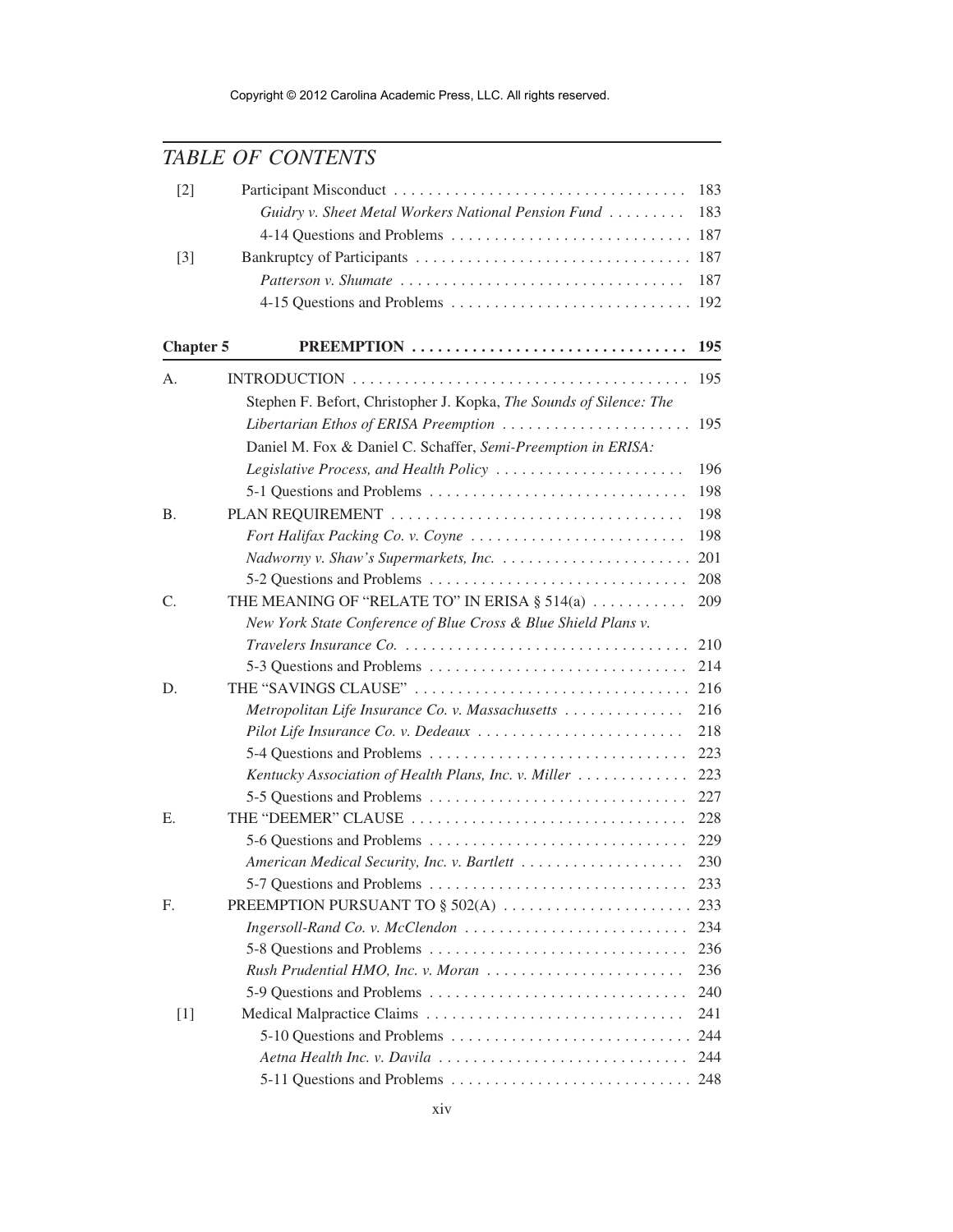## TABLE OF CONTENTS

| | | |
|---|---|---|
| [2] | Participant Misconduct | 183 |
| | *Guidry v. Sheet Metal Workers National Pension Fund* | 183 |
| | 4-14 Questions and Problems | 187 |
| [3] | Bankruptcy of Participants | 187 |
| | *Patterson v. Shumate* | 187 |
| | 4-15 Questions and Problems | 192 |
| **Chapter 5** | **PREEMPTION** | **195** |
| A. | INTRODUCTION | 195 |
| | Stephen F. Befort, Christopher J. Kopka, *The Sounds of Silence: The Libertarian Ethos of ERISA Preemption* | 195 |
| | Daniel M. Fox & Daniel C. Schaffer, *Semi-Preemption in ERISA: Legislative Process, and Health Policy* | 196 |
| | 5-1 Questions and Problems | 198 |
| B. | PLAN REQUIREMENT | 198 |
| | *Fort Halifax Packing Co. v. Coyne* | 198 |
| | *Nadworny v. Shaw's Supermarkets, Inc.* | 201 |
| | 5-2 Questions and Problems | 208 |
| C. | THE MEANING OF "RELATE TO" IN ERISA § 514(a) | 209 |
| | *New York State Conference of Blue Cross & Blue Shield Plans v. Travelers Insurance Co.* | 210 |
| | 5-3 Questions and Problems | 214 |
| D. | THE "SAVINGS CLAUSE" | 216 |
| | *Metropolitan Life Insurance Co. v. Massachusetts* | 216 |
| | *Pilot Life Insurance Co. v. Dedeaux* | 218 |
| | 5-4 Questions and Problems | 223 |
| | *Kentucky Association of Health Plans, Inc. v. Miller* | 223 |
| | 5-5 Questions and Problems | 227 |
| E. | THE "DEEMER" CLAUSE | 228 |
| | 5-6 Questions and Problems | 229 |
| | *American Medical Security, Inc. v. Bartlett* | 230 |
| | 5-7 Questions and Problems | 233 |
| F. | PREEMPTION PURSUANT TO § 502(A) | 233 |
| | *Ingersoll-Rand Co. v. McClendon* | 234 |
| | 5-8 Questions and Problems | 236 |
| | *Rush Prudential HMO, Inc. v. Moran* | 236 |
| | 5-9 Questions and Problems | 240 |
| [1] | Medical Malpractice Claims | 241 |
| | 5-10 Questions and Problems | 244 |
| | *Aetna Health Inc. v. Davila* | 244 |
| | 5-11 Questions and Problems | 248 |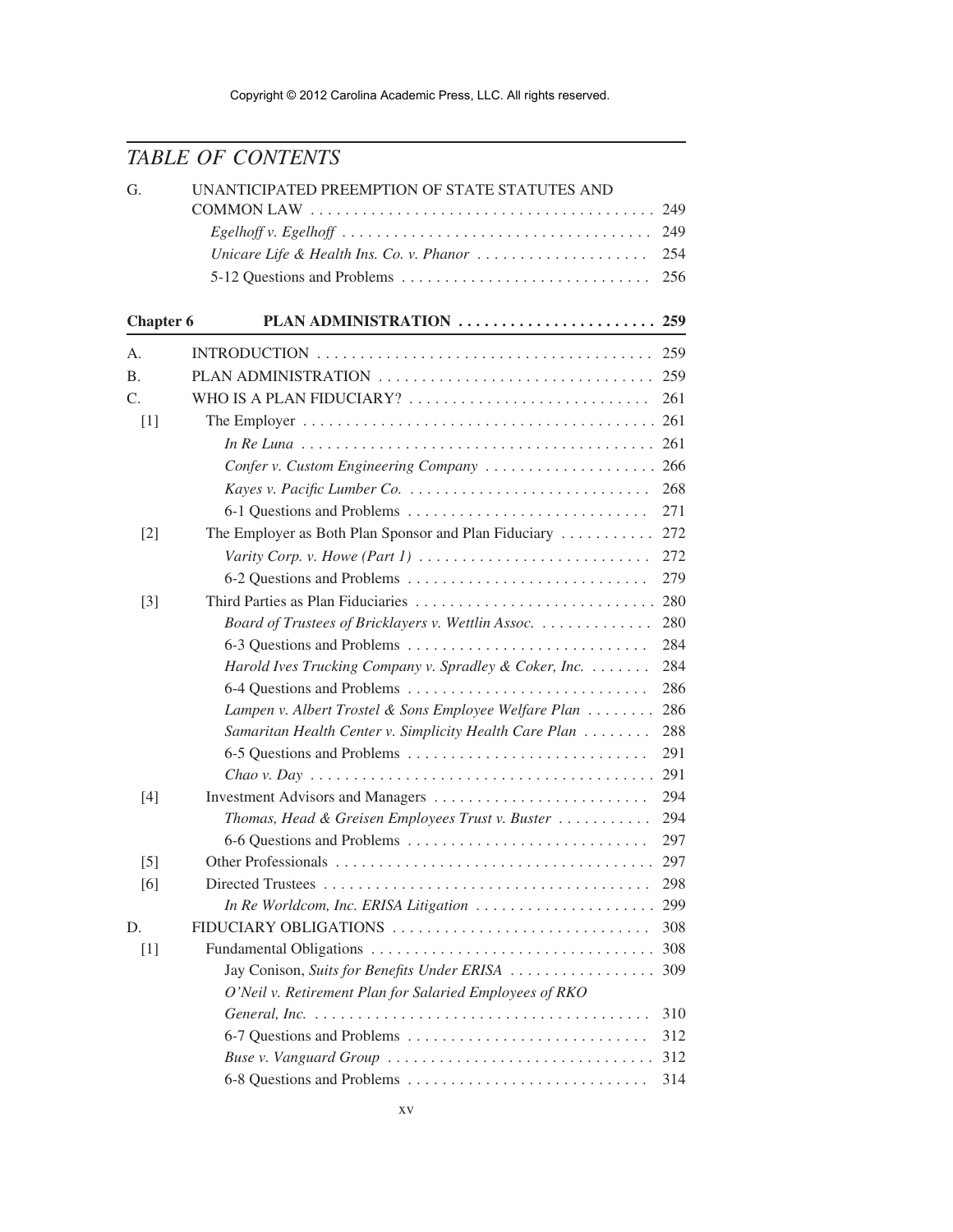# TABLE OF CONTENTS

G. UNANTICIPATED PREEMPTION OF STATE STATUTES AND COMMON LAW . . . . . 249
- *Egelhoff v. Egelhoff* . . . . . 249
- *Unicare Life & Health Ins. Co. v. Phanor* . . . . . 254
- 5-12 Questions and Problems . . . . . 256

## Chapter 6 PLAN ADMINISTRATION . . . . . 259

A. INTRODUCTION . . . . . 259

B. PLAN ADMINISTRATION . . . . . 259

C. WHO IS A PLAN FIDUCIARY? . . . . . 261

[1] The Employer . . . . . 261
- *In Re Luna* . . . . . 261
- *Confer v. Custom Engineering Company* . . . . . 266
- *Kayes v. Pacific Lumber Co.* . . . . . 268
- 6-1 Questions and Problems . . . . . 271

[2] The Employer as Both Plan Sponsor and Plan Fiduciary . . . . . 272
- *Varity Corp. v. Howe (Part 1)* . . . . . 272
- 6-2 Questions and Problems . . . . . 279

[3] Third Parties as Plan Fiduciaries . . . . . 280
- *Board of Trustees of Bricklayers v. Wettlin Assoc.* . . . . . 280
- 6-3 Questions and Problems . . . . . 284
- *Harold Ives Trucking Company v. Spradley & Coker, Inc.* . . . . . 284
- 6-4 Questions and Problems . . . . . 286
- *Lampen v. Albert Trostel & Sons Employee Welfare Plan* . . . . . 286
- *Samaritan Health Center v. Simplicity Health Care Plan* . . . . . 288
- 6-5 Questions and Problems . . . . . 291
- *Chao v. Day* . . . . . 291

[4] Investment Advisors and Managers . . . . . 294
- *Thomas, Head & Greisen Employees Trust v. Buster* . . . . . 294
- 6-6 Questions and Problems . . . . . 297

[5] Other Professionals . . . . . 297

[6] Directed Trustees . . . . . 298
- *In Re Worldcom, Inc. ERISA Litigation* . . . . . 299

D. FIDUCIARY OBLIGATIONS . . . . . 308

[1] Fundamental Obligations . . . . . 308
- Jay Conison, *Suits for Benefits Under ERISA* . . . . . 309
- *O'Neil v. Retirement Plan for Salaried Employees of RKO General, Inc.* . . . . . 310
- 6-7 Questions and Problems . . . . . 312
- *Buse v. Vanguard Group* . . . . . 312
- 6-8 Questions and Problems . . . . . 314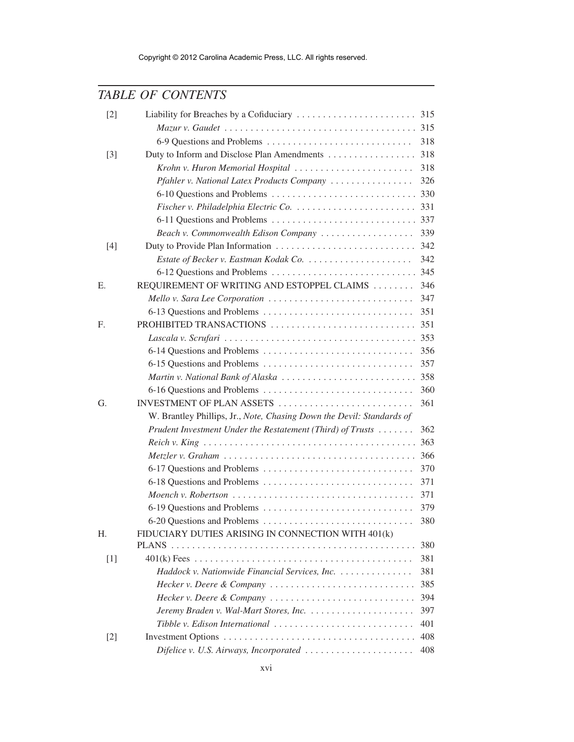## TABLE OF CONTENTS

[2] Liability for Breaches by a Cofiduciary . . . . . . . . . . . . . . . . . . . . . . . 315

*Mazur v. Gaudet* . . . . . . . . . . . . . . . . . . . . . . . . . . . . . . . . . . . . . 315

6-9 Questions and Problems . . . . . . . . . . . . . . . . . . . . . . . . . . . . 318

[3] Duty to Inform and Disclose Plan Amendments . . . . . . . . . . . . . . . . . 318

*Krohn v. Huron Memorial Hospital* . . . . . . . . . . . . . . . . . . . . . . . 318

*Pfahler v. National Latex Products Company* . . . . . . . . . . . . . . . . 326

6-10 Questions and Problems . . . . . . . . . . . . . . . . . . . . . . . . . . . . 330

*Fischer v. Philadelphia Electric Co.* . . . . . . . . . . . . . . . . . . . . . . . . 331

6-11 Questions and Problems . . . . . . . . . . . . . . . . . . . . . . . . . . . . 337

*Beach v. Commonwealth Edison Company* . . . . . . . . . . . . . . . . . . 339

[4] Duty to Provide Plan Information . . . . . . . . . . . . . . . . . . . . . . . . . . . 342

*Estate of Becker v. Eastman Kodak Co.* . . . . . . . . . . . . . . . . . . . . . 342

6-12 Questions and Problems . . . . . . . . . . . . . . . . . . . . . . . . . . . . 345

E. REQUIREMENT OF WRITING AND ESTOPPEL CLAIMS . . . . . . . . 346

*Mello v. Sara Lee Corporation* . . . . . . . . . . . . . . . . . . . . . . . . . . . . 347

6-13 Questions and Problems . . . . . . . . . . . . . . . . . . . . . . . . . . . . . 351

F. PROHIBITED TRANSACTIONS . . . . . . . . . . . . . . . . . . . . . . . . . . . . 351

*Lascala v. Scrufari* . . . . . . . . . . . . . . . . . . . . . . . . . . . . . . . . . . . . . 353

6-14 Questions and Problems . . . . . . . . . . . . . . . . . . . . . . . . . . . . . 356

6-15 Questions and Problems . . . . . . . . . . . . . . . . . . . . . . . . . . . . . 357

*Martin v. National Bank of Alaska* . . . . . . . . . . . . . . . . . . . . . . . . . . 358

6-16 Questions and Problems . . . . . . . . . . . . . . . . . . . . . . . . . . . . . 360

G. INVESTMENT OF PLAN ASSETS . . . . . . . . . . . . . . . . . . . . . . . . . . 361

W. Brantley Phillips, Jr., *Note, Chasing Down the Devil: Standards of Prudent Investment Under the Restatement (Third) of Trusts* . . . . . . . 362

*Reich v. King* . . . . . . . . . . . . . . . . . . . . . . . . . . . . . . . . . . . . . . . . . 363

*Metzler v. Graham* . . . . . . . . . . . . . . . . . . . . . . . . . . . . . . . . . . . . . 366

6-17 Questions and Problems . . . . . . . . . . . . . . . . . . . . . . . . . . . . . 370

6-18 Questions and Problems . . . . . . . . . . . . . . . . . . . . . . . . . . . . . 371

*Moench v. Robertson* . . . . . . . . . . . . . . . . . . . . . . . . . . . . . . . . . . . 371

6-19 Questions and Problems . . . . . . . . . . . . . . . . . . . . . . . . . . . . . 379

6-20 Questions and Problems . . . . . . . . . . . . . . . . . . . . . . . . . . . . . 380

H. FIDUCIARY DUTIES ARISING IN CONNECTION WITH 401(k) PLANS . . . . . . . . . . . . . . . . . . . . . . . . . . . . . . . . . . . . . . . . . . . . . 380

[1] 401(k) Fees . . . . . . . . . . . . . . . . . . . . . . . . . . . . . . . . . . . . . . . . . . 381

*Haddock v. Nationwide Financial Services, Inc.* . . . . . . . . . . . . . . 381

*Hecker v. Deere & Company* . . . . . . . . . . . . . . . . . . . . . . . . . . . . 385

*Hecker v. Deere & Company* . . . . . . . . . . . . . . . . . . . . . . . . . . . . 394

*Jeremy Braden v. Wal-Mart Stores, Inc.* . . . . . . . . . . . . . . . . . . . . 397

*Tibble v. Edison International* . . . . . . . . . . . . . . . . . . . . . . . . . . . 401

[2] Investment Options . . . . . . . . . . . . . . . . . . . . . . . . . . . . . . . . . . . . 408

*Difelice v. U.S. Airways, Incorporated* . . . . . . . . . . . . . . . . . . . . . 408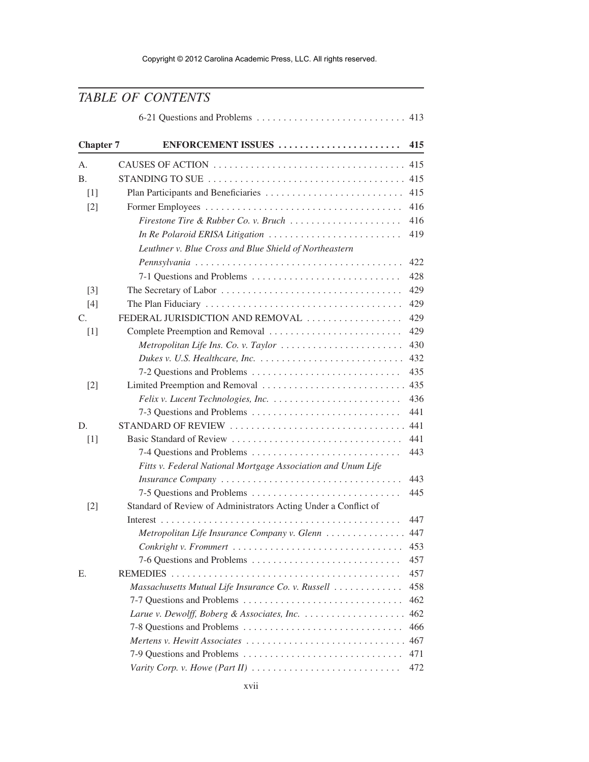## TABLE OF CONTENTS

6-21 Questions and Problems . . . . . . . . . . . . . . . . . . . . . . . . . . . . 413

| | | |
|---|---|---|
| **Chapter 7** | **ENFORCEMENT ISSUES** | **415** |
| A. | CAUSES OF ACTION | 415 |
| B. | STANDING TO SUE | 415 |
| [1] | Plan Participants and Beneficiaries | 415 |
| [2] | Former Employees | 416 |
| | *Firestone Tire & Rubber Co. v. Bruch* | 416 |
| | *In Re Polaroid ERISA Litigation* | 419 |
| | *Leuthner v. Blue Cross and Blue Shield of Northeastern Pennsylvania* | 422 |
| | 7-1 Questions and Problems | 428 |
| [3] | The Secretary of Labor | 429 |
| [4] | The Plan Fiduciary | 429 |
| C. | FEDERAL JURISDICTION AND REMOVAL | 429 |
| [1] | Complete Preemption and Removal | 429 |
| | *Metropolitan Life Ins. Co. v. Taylor* | 430 |
| | *Dukes v. U.S. Healthcare, Inc.* | 432 |
| | 7-2 Questions and Problems | 435 |
| [2] | Limited Preemption and Removal | 435 |
| | *Felix v. Lucent Technologies, Inc.* | 436 |
| | 7-3 Questions and Problems | 441 |
| D. | STANDARD OF REVIEW | 441 |
| [1] | Basic Standard of Review | 441 |
| | 7-4 Questions and Problems | 443 |
| | *Fitts v. Federal National Mortgage Association and Unum Life Insurance Company* | 443 |
| | 7-5 Questions and Problems | 445 |
| [2] | Standard of Review of Administrators Acting Under a Conflict of Interest | 447 |
| | *Metropolitan Life Insurance Company v. Glenn* | 447 |
| | *Conkright v. Frommert* | 453 |
| | 7-6 Questions and Problems | 457 |
| E. | REMEDIES | 457 |
| | *Massachusetts Mutual Life Insurance Co. v. Russell* | 458 |
| | 7-7 Questions and Problems | 462 |
| | *Larue v. Dewolff, Boberg & Associates, Inc.* | 462 |
| | 7-8 Questions and Problems | 466 |
| | *Mertens v. Hewitt Associates* | 467 |
| | 7-9 Questions and Problems | 471 |
| | *Varity Corp. v. Howe (Part II)* | 472 |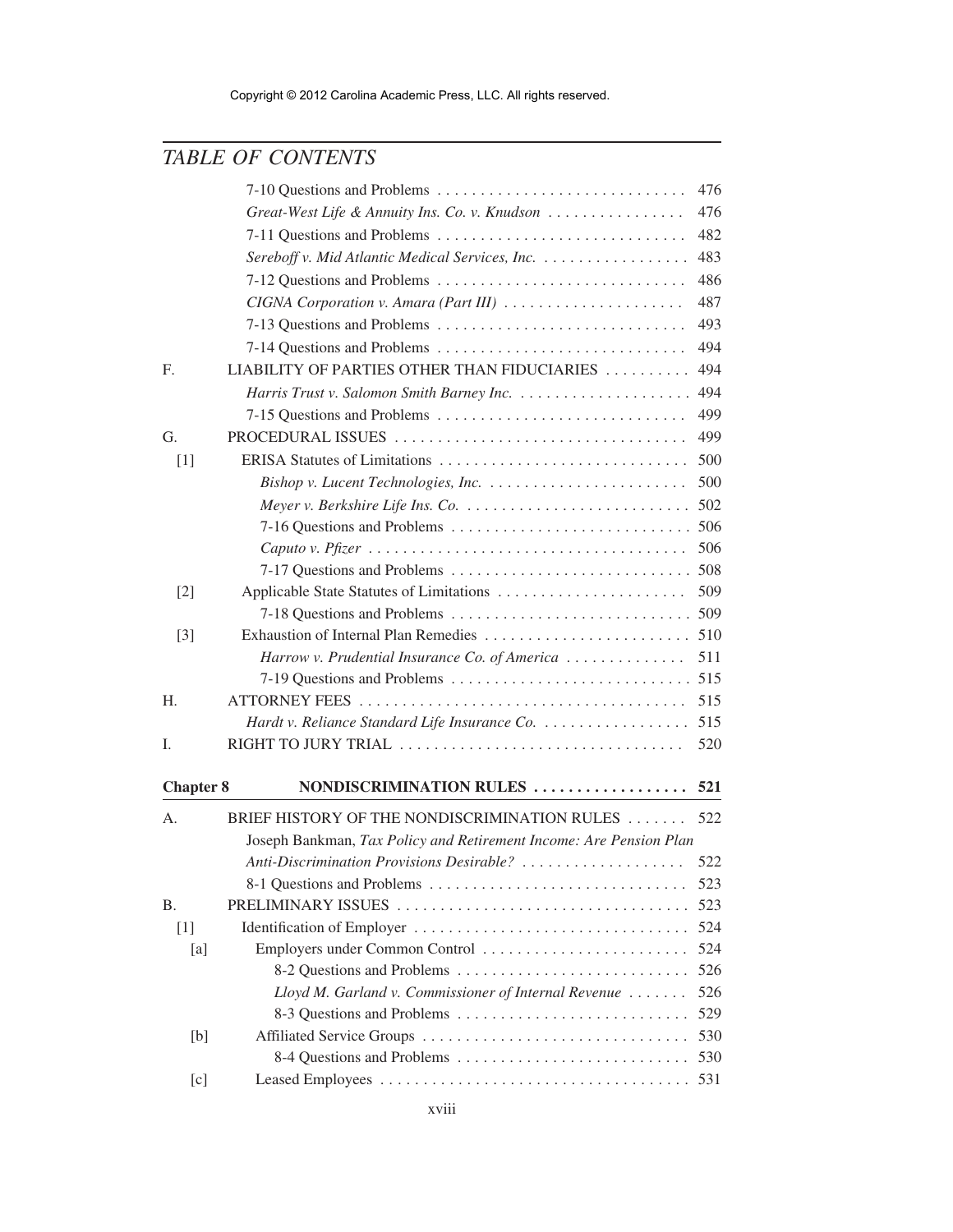## TABLE OF CONTENTS

| | | |
|---|---|---|
| | 7-10 Questions and Problems | 476 |
| | *Great-West Life & Annuity Ins. Co. v. Knudson* | 476 |
| | 7-11 Questions and Problems | 482 |
| | *Sereboff v. Mid Atlantic Medical Services, Inc.* | 483 |
| | 7-12 Questions and Problems | 486 |
| | *CIGNA Corporation v. Amara (Part III)* | 487 |
| | 7-13 Questions and Problems | 493 |
| | 7-14 Questions and Problems | 494 |
| F. | LIABILITY OF PARTIES OTHER THAN FIDUCIARIES | 494 |
| | *Harris Trust v. Salomon Smith Barney Inc.* | 494 |
| | 7-15 Questions and Problems | 499 |
| G. | PROCEDURAL ISSUES | 499 |
| [1] | ERISA Statutes of Limitations | 500 |
| | *Bishop v. Lucent Technologies, Inc.* | 500 |
| | *Meyer v. Berkshire Life Ins. Co.* | 502 |
| | 7-16 Questions and Problems | 506 |
| | *Caputo v. Pfizer* | 506 |
| | 7-17 Questions and Problems | 508 |
| [2] | Applicable State Statutes of Limitations | 509 |
| | 7-18 Questions and Problems | 509 |
| [3] | Exhaustion of Internal Plan Remedies | 510 |
| | *Harrow v. Prudential Insurance Co. of America* | 511 |
| | 7-19 Questions and Problems | 515 |
| H. | ATTORNEY FEES | 515 |
| | *Hardt v. Reliance Standard Life Insurance Co.* | 515 |
| I. | RIGHT TO JURY TRIAL | 520 |

| | | |
|---|---|---|
| **Chapter 8** | **NONDISCRIMINATION RULES** | **521** |
| A. | BRIEF HISTORY OF THE NONDISCRIMINATION RULES | 522 |
| | Joseph Bankman, *Tax Policy and Retirement Income: Are Pension Plan Anti-Discrimination Provisions Desirable?* | 522 |
| | 8-1 Questions and Problems | 523 |
| B. | PRELIMINARY ISSUES | 523 |
| [1] | Identification of Employer | 524 |
| [a] | Employers under Common Control | 524 |
| | 8-2 Questions and Problems | 526 |
| | *Lloyd M. Garland v. Commissioner of Internal Revenue* | 526 |
| | 8-3 Questions and Problems | 529 |
| [b] | Affiliated Service Groups | 530 |
| | 8-4 Questions and Problems | 530 |
| [c] | Leased Employees | 531 |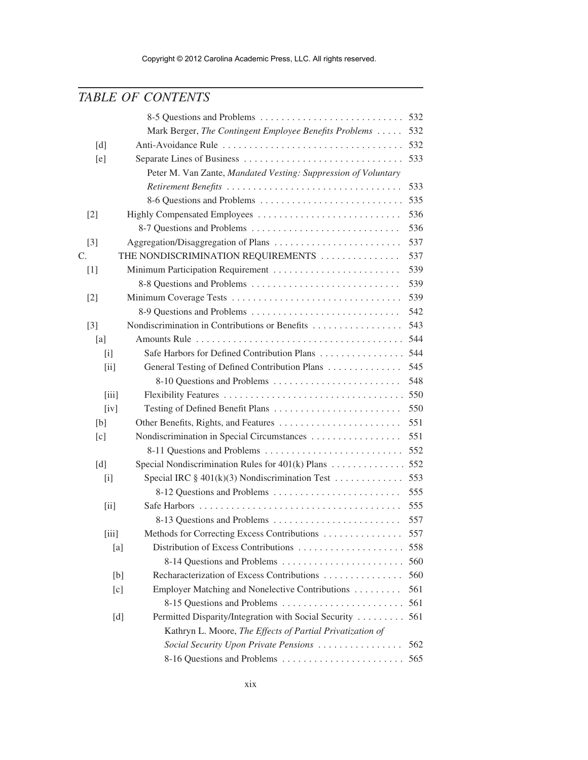Copyright © 2012 Carolina Academic Press, LLC. All rights reserved.

## TABLE OF CONTENTS

| | | |
|---|---|---|
| | 8-5 Questions and Problems | 532 |
| | Mark Berger, *The Contingent Employee Benefits Problems* | 532 |
| [d] | Anti-Avoidance Rule | 532 |
| [e] | Separate Lines of Business | 533 |
| | Peter M. Van Zante, *Mandated Vesting: Suppression of Voluntary Retirement Benefits* | 533 |
| | 8-6 Questions and Problems | 535 |
| [2] | Highly Compensated Employees | 536 |
| | 8-7 Questions and Problems | 536 |
| [3] | Aggregation/Disaggregation of Plans | 537 |
| C. | THE NONDISCRIMINATION REQUIREMENTS | 537 |
| [1] | Minimum Participation Requirement | 539 |
| | 8-8 Questions and Problems | 539 |
| [2] | Minimum Coverage Tests | 539 |
| | 8-9 Questions and Problems | 542 |
| [3] | Nondiscrimination in Contributions or Benefits | 543 |
| [a] | Amounts Rule | 544 |
| [i] | Safe Harbors for Defined Contribution Plans | 544 |
| [ii] | General Testing of Defined Contribution Plans | 545 |
| | 8-10 Questions and Problems | 548 |
| [iii] | Flexibility Features | 550 |
| [iv] | Testing of Defined Benefit Plans | 550 |
| [b] | Other Benefits, Rights, and Features | 551 |
| [c] | Nondiscrimination in Special Circumstances | 551 |
| | 8-11 Questions and Problems | 552 |
| [d] | Special Nondiscrimination Rules for 401(k) Plans | 552 |
| [i] | Special IRC § 401(k)(3) Nondiscrimination Test | 553 |
| | 8-12 Questions and Problems | 555 |
| [ii] | Safe Harbors | 555 |
| | 8-13 Questions and Problems | 557 |
| [iii] | Methods for Correcting Excess Contributions | 557 |
| [a] | Distribution of Excess Contributions | 558 |
| | 8-14 Questions and Problems | 560 |
| [b] | Recharacterization of Excess Contributions | 560 |
| [c] | Employer Matching and Nonelective Contributions | 561 |
| | 8-15 Questions and Problems | 561 |
| [d] | Permitted Disparity/Integration with Social Security | 561 |
| | Kathryn L. Moore, *The Effects of Partial Privatization of Social Security Upon Private Pensions* | 562 |
| | 8-16 Questions and Problems | 565 |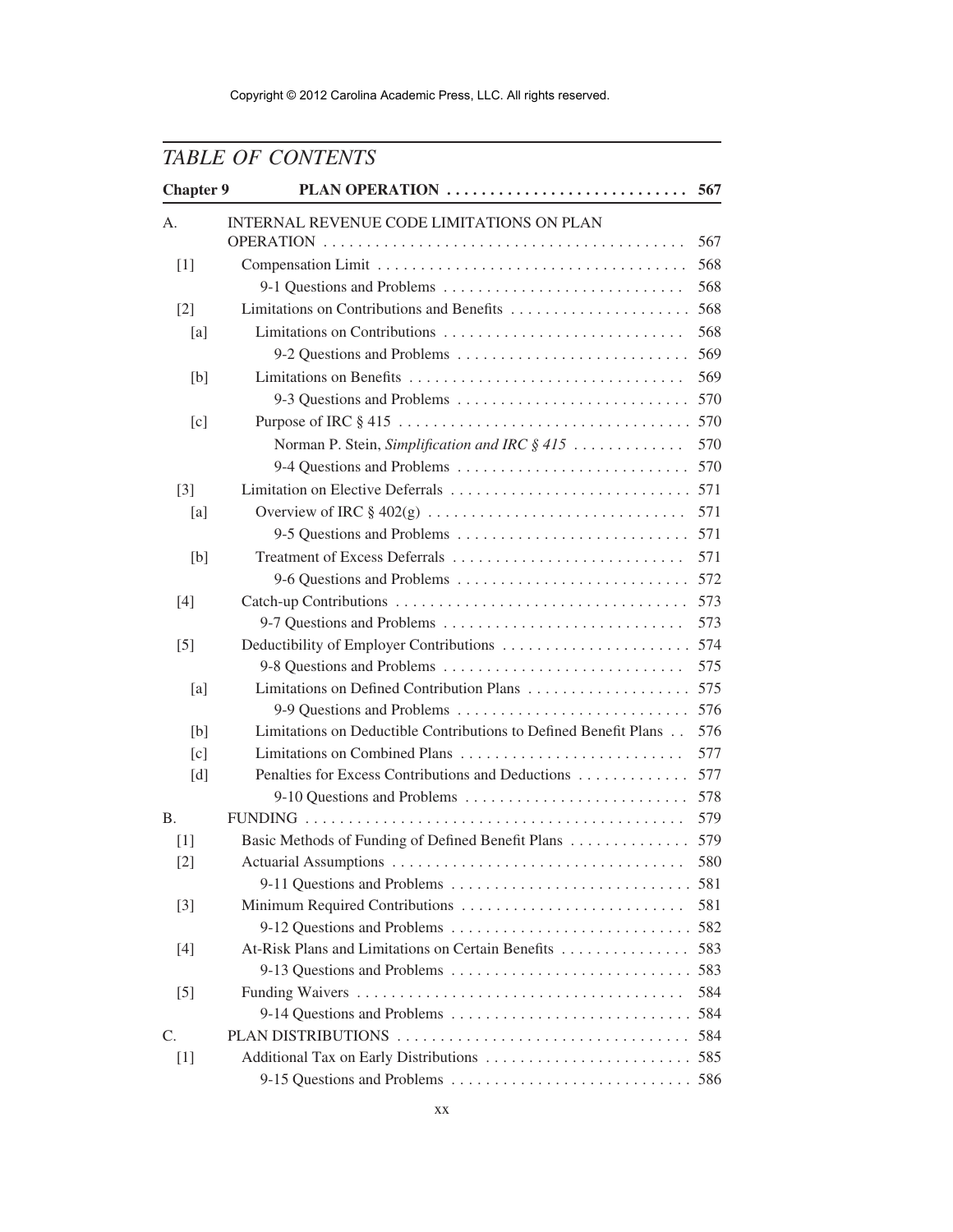Copyright © 2012 Carolina Academic Press, LLC. All rights reserved.

# TABLE OF CONTENTS

**Chapter 9 PLAN OPERATION ..... 567**

A. INTERNAL REVENUE CODE LIMITATIONS ON PLAN OPERATION ..... 567

- [1] Compensation Limit ..... 568
  - 9-1 Questions and Problems ..... 568
- [2] Limitations on Contributions and Benefits ..... 568
  - [a] Limitations on Contributions ..... 568
    - 9-2 Questions and Problems ..... 569
  - [b] Limitations on Benefits ..... 569
    - 9-3 Questions and Problems ..... 570
  - [c] Purpose of IRC § 415 ..... 570
    - Norman P. Stein, *Simplification and IRC § 415* ..... 570
    - 9-4 Questions and Problems ..... 570
- [3] Limitation on Elective Deferrals ..... 571
  - [a] Overview of IRC § 402(g) ..... 571
    - 9-5 Questions and Problems ..... 571
  - [b] Treatment of Excess Deferrals ..... 571
    - 9-6 Questions and Problems ..... 572
- [4] Catch-up Contributions ..... 573
  - 9-7 Questions and Problems ..... 573
- [5] Deductibility of Employer Contributions ..... 574
  - 9-8 Questions and Problems ..... 575
  - [a] Limitations on Defined Contribution Plans ..... 575
    - 9-9 Questions and Problems ..... 576
  - [b] Limitations on Deductible Contributions to Defined Benefit Plans ..... 576
  - [c] Limitations on Combined Plans ..... 577
  - [d] Penalties for Excess Contributions and Deductions ..... 577
    - 9-10 Questions and Problems ..... 578

B. FUNDING ..... 579

- [1] Basic Methods of Funding of Defined Benefit Plans ..... 579
- [2] Actuarial Assumptions ..... 580
  - 9-11 Questions and Problems ..... 581
- [3] Minimum Required Contributions ..... 581
  - 9-12 Questions and Problems ..... 582
- [4] At-Risk Plans and Limitations on Certain Benefits ..... 583
  - 9-13 Questions and Problems ..... 583
- [5] Funding Waivers ..... 584
  - 9-14 Questions and Problems ..... 584

C. PLAN DISTRIBUTIONS ..... 584

- [1] Additional Tax on Early Distributions ..... 585
  - 9-15 Questions and Problems ..... 586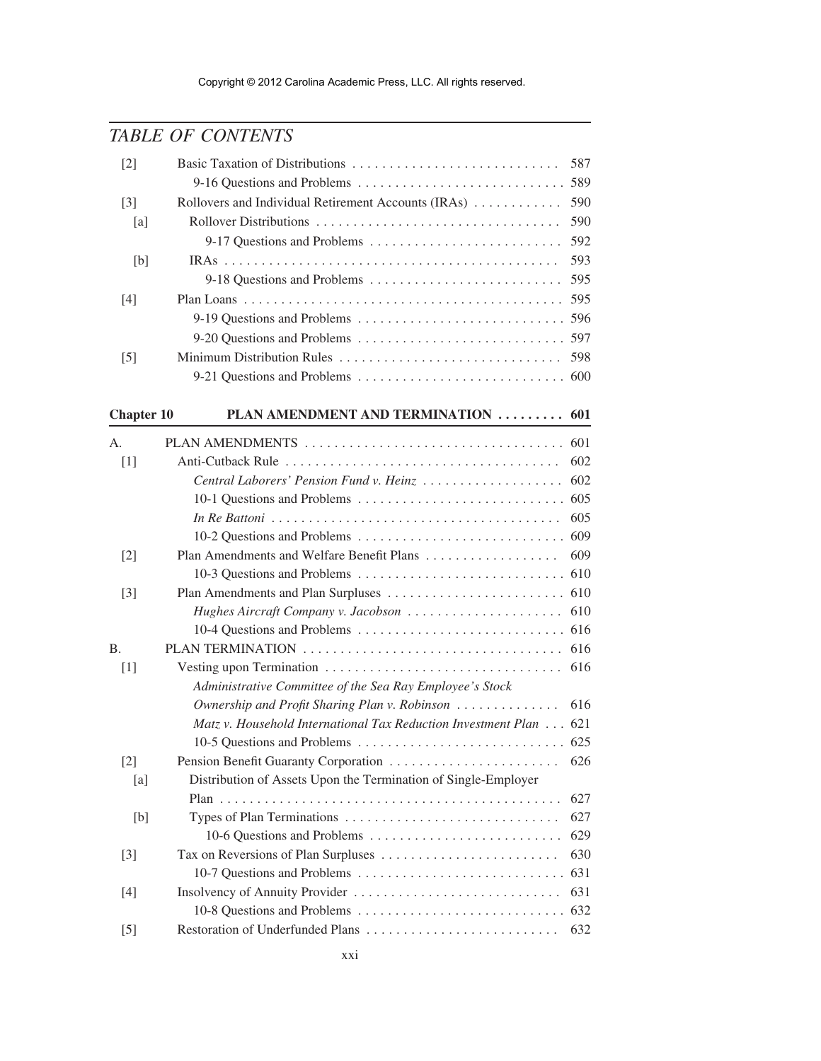| | | |
|---|---|---|
| [2] | Basic Taxation of Distributions | 587 |
| | 9-16 Questions and Problems | 589 |
| [3] | Rollovers and Individual Retirement Accounts (IRAs) | 590 |
| [a] | Rollover Distributions | 590 |
| | 9-17 Questions and Problems | 592 |
| [b] | IRAs | 593 |
| | 9-18 Questions and Problems | 595 |
| [4] | Plan Loans | 595 |
| | 9-19 Questions and Problems | 596 |
| | 9-20 Questions and Problems | 597 |
| [5] | Minimum Distribution Rules | 598 |
| | 9-21 Questions and Problems | 600 |

## Chapter 10 PLAN AMENDMENT AND TERMINATION 601

| | | |
|---|---|---|
| A. | PLAN AMENDMENTS | 601 |
| [1] | Anti-Cutback Rule | 602 |
| | *Central Laborers' Pension Fund v. Heinz* | 602 |
| | 10-1 Questions and Problems | 605 |
| | *In Re Battoni* | 605 |
| | 10-2 Questions and Problems | 609 |
| [2] | Plan Amendments and Welfare Benefit Plans | 609 |
| | 10-3 Questions and Problems | 610 |
| [3] | Plan Amendments and Plan Surpluses | 610 |
| | *Hughes Aircraft Company v. Jacobson* | 610 |
| | 10-4 Questions and Problems | 616 |
| B. | PLAN TERMINATION | 616 |
| [1] | Vesting upon Termination | 616 |
| | *Administrative Committee of the Sea Ray Employee's Stock Ownership and Profit Sharing Plan v. Robinson* | 616 |
| | *Matz v. Household International Tax Reduction Investment Plan* | 621 |
| | 10-5 Questions and Problems | 625 |
| [2] | Pension Benefit Guaranty Corporation | 626 |
| [a] | Distribution of Assets Upon the Termination of Single-Employer Plan | 627 |
| [b] | Types of Plan Terminations | 627 |
| | 10-6 Questions and Problems | 629 |
| [3] | Tax on Reversions of Plan Surpluses | 630 |
| | 10-7 Questions and Problems | 631 |
| [4] | Insolvency of Annuity Provider | 631 |
| | 10-8 Questions and Problems | 632 |
| [5] | Restoration of Underfunded Plans | 632 |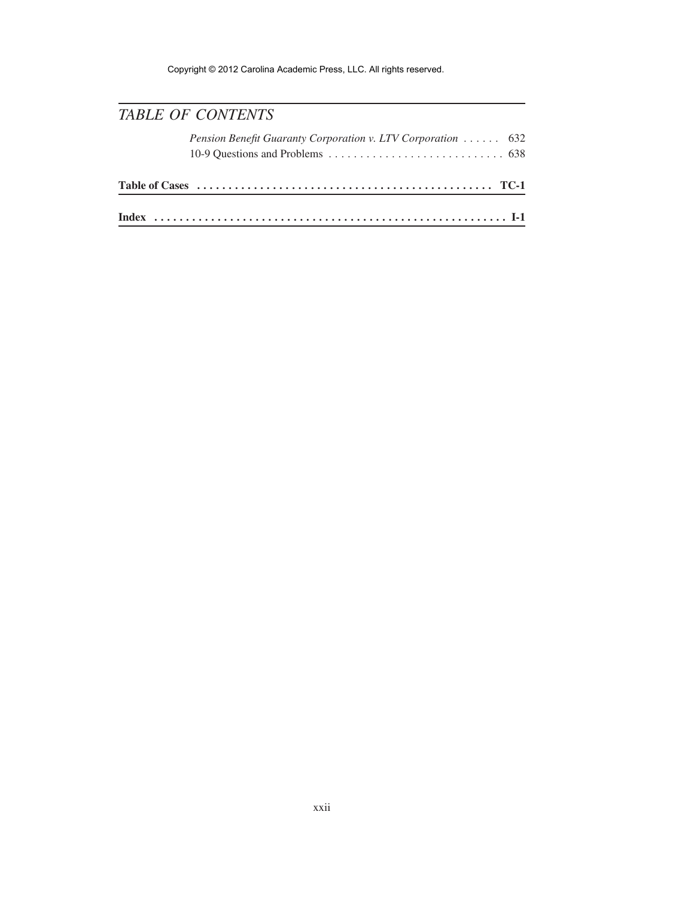*Pension Benefit Guaranty Corporation v. LTV Corporation* . . . . . . 632

10-9 Questions and Problems . . . . . . . . . . . . . . . . . . . . . . . . . . . . 638

**Table of Cases . . . . . . . . . . . . . . . . . . . . . . . . . . . . . . . . . . . . . . . . . . . . . . TC-1**

**Index . . . . . . . . . . . . . . . . . . . . . . . . . . . . . . . . . . . . . . . . . . . . . . . . . . . . . I-1**